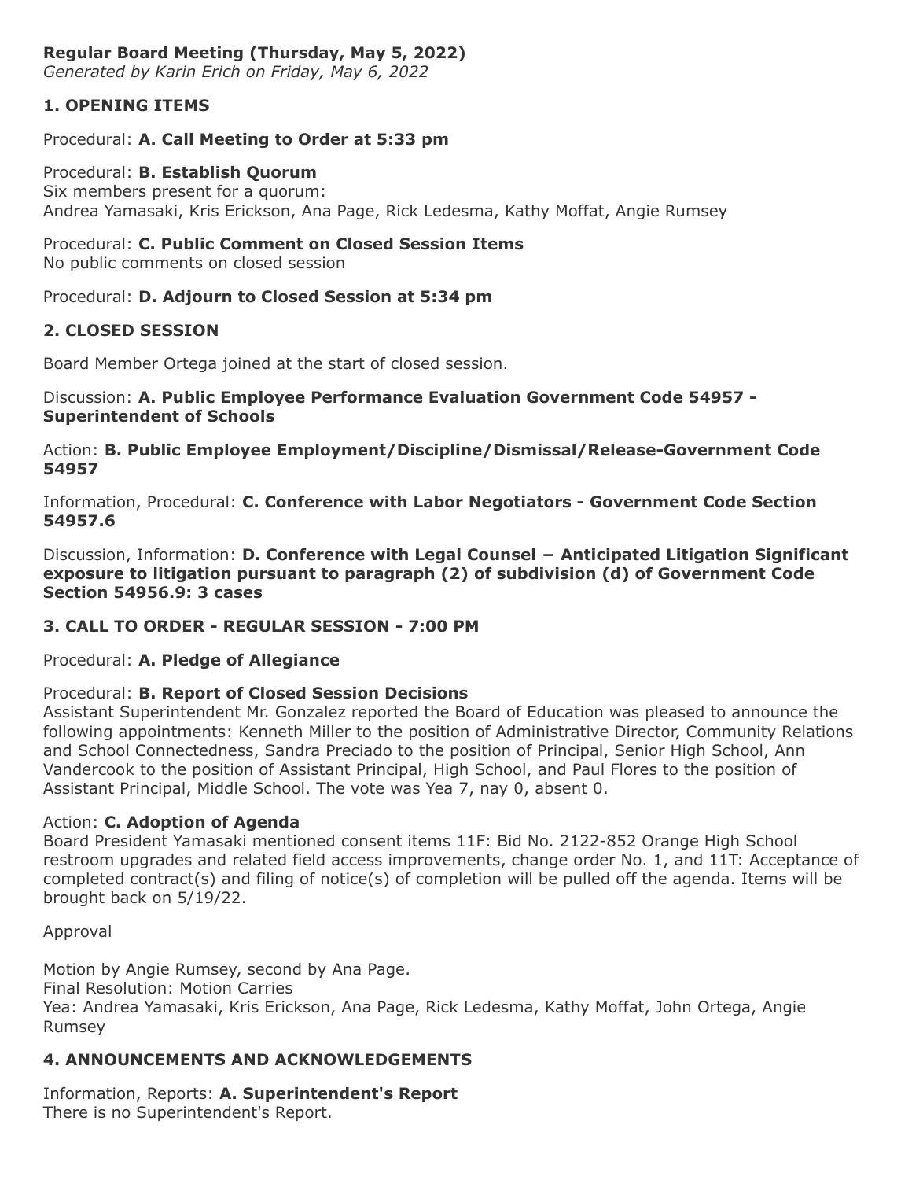**Regular Board Meeting (Thursday, May 5, 2022)**
*Generated by Karin Erich on Friday, May 6, 2022*

## 1. OPENING ITEMS

Procedural: **A. Call Meeting to Order at 5:33 pm**

Procedural: **B. Establish Quorum**
Six members present for a quorum:
Andrea Yamasaki, Kris Erickson, Ana Page, Rick Ledesma, Kathy Moffat, Angie Rumsey

Procedural: **C. Public Comment on Closed Session Items**
No public comments on closed session

Procedural: **D. Adjourn to Closed Session at 5:34 pm**

## 2. CLOSED SESSION

Board Member Ortega joined at the start of closed session.

Discussion: **A. Public Employee Performance Evaluation Government Code 54957 - Superintendent of Schools**

Action: **B. Public Employee Employment/Discipline/Dismissal/Release-Government Code 54957**

Information, Procedural: **C. Conference with Labor Negotiators - Government Code Section 54957.6**

Discussion, Information: **D. Conference with Legal Counsel – Anticipated Litigation Significant exposure to litigation pursuant to paragraph (2) of subdivision (d) of Government Code Section 54956.9: 3 cases**

## 3. CALL TO ORDER - REGULAR SESSION - 7:00 PM

Procedural: **A. Pledge of Allegiance**

Procedural: **B. Report of Closed Session Decisions**
Assistant Superintendent Mr. Gonzalez reported the Board of Education was pleased to announce the following appointments: Kenneth Miller to the position of Administrative Director, Community Relations and School Connectedness, Sandra Preciado to the position of Principal, Senior High School, Ann Vandercook to the position of Assistant Principal, High School, and Paul Flores to the position of Assistant Principal, Middle School. The vote was Yea 7, nay 0, absent 0.

Action: **C. Adoption of Agenda**
Board President Yamasaki mentioned consent items 11F: Bid No. 2122-852 Orange High School restroom upgrades and related field access improvements, change order No. 1, and 11T: Acceptance of completed contract(s) and filing of notice(s) of completion will be pulled off the agenda. Items will be brought back on 5/19/22.

Approval

Motion by Angie Rumsey, second by Ana Page.
Final Resolution: Motion Carries
Yea: Andrea Yamasaki, Kris Erickson, Ana Page, Rick Ledesma, Kathy Moffat, John Ortega, Angie Rumsey

## 4. ANNOUNCEMENTS AND ACKNOWLEDGEMENTS

Information, Reports: **A. Superintendent's Report**
There is no Superintendent's Report.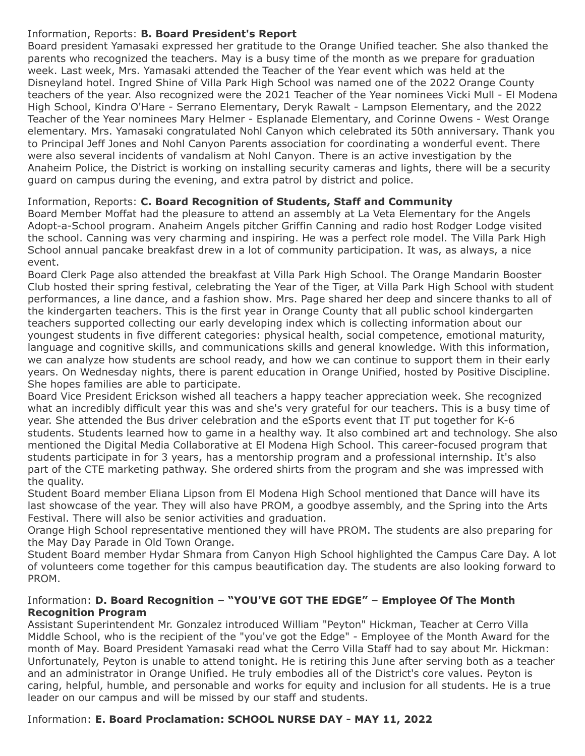Information, Reports: **B. Board President's Report**

Board president Yamasaki expressed her gratitude to the Orange Unified teacher. She also thanked the parents who recognized the teachers. May is a busy time of the month as we prepare for graduation week. Last week, Mrs. Yamasaki attended the Teacher of the Year event which was held at the Disneyland hotel. Ingred Shine of Villa Park High School was named one of the 2022 Orange County teachers of the year. Also recognized were the 2021 Teacher of the Year nominees Vicki Mull - El Modena High School, Kindra O'Hare - Serrano Elementary, Deryk Rawalt - Lampson Elementary, and the 2022 Teacher of the Year nominees Mary Helmer - Esplanade Elementary, and Corinne Owens - West Orange elementary. Mrs. Yamasaki congratulated Nohl Canyon which celebrated its 50th anniversary. Thank you to Principal Jeff Jones and Nohl Canyon Parents association for coordinating a wonderful event. There were also several incidents of vandalism at Nohl Canyon. There is an active investigation by the Anaheim Police, the District is working on installing security cameras and lights, there will be a security guard on campus during the evening, and extra patrol by district and police.

Information, Reports: **C. Board Recognition of Students, Staff and Community**

Board Member Moffat had the pleasure to attend an assembly at La Veta Elementary for the Angels Adopt-a-School program. Anaheim Angels pitcher Griffin Canning and radio host Rodger Lodge visited the school. Canning was very charming and inspiring. He was a perfect role model. The Villa Park High School annual pancake breakfast drew in a lot of community participation. It was, as always, a nice event.

Board Clerk Page also attended the breakfast at Villa Park High School. The Orange Mandarin Booster Club hosted their spring festival, celebrating the Year of the Tiger, at Villa Park High School with student performances, a line dance, and a fashion show. Mrs. Page shared her deep and sincere thanks to all of the kindergarten teachers. This is the first year in Orange County that all public school kindergarten teachers supported collecting our early developing index which is collecting information about our youngest students in five different categories: physical health, social competence, emotional maturity, language and cognitive skills, and communications skills and general knowledge. With this information, we can analyze how students are school ready, and how we can continue to support them in their early years. On Wednesday nights, there is parent education in Orange Unified, hosted by Positive Discipline. She hopes families are able to participate.

Board Vice President Erickson wished all teachers a happy teacher appreciation week. She recognized what an incredibly difficult year this was and she's very grateful for our teachers. This is a busy time of year. She attended the Bus driver celebration and the eSports event that IT put together for K-6 students. Students learned how to game in a healthy way. It also combined art and technology. She also mentioned the Digital Media Collaborative at El Modena High School. This career-focused program that students participate in for 3 years, has a mentorship program and a professional internship. It's also part of the CTE marketing pathway. She ordered shirts from the program and she was impressed with the quality.

Student Board member Eliana Lipson from El Modena High School mentioned that Dance will have its last showcase of the year. They will also have PROM, a goodbye assembly, and the Spring into the Arts Festival. There will also be senior activities and graduation.

Orange High School representative mentioned they will have PROM. The students are also preparing for the May Day Parade in Old Town Orange.

Student Board member Hydar Shmara from Canyon High School highlighted the Campus Care Day. A lot of volunteers come together for this campus beautification day. The students are also looking forward to PROM.

Information: **D. Board Recognition – "YOU'VE GOT THE EDGE" – Employee Of The Month Recognition Program**

Assistant Superintendent Mr. Gonzalez introduced William "Peyton" Hickman, Teacher at Cerro Villa Middle School, who is the recipient of the "you've got the Edge" - Employee of the Month Award for the month of May. Board President Yamasaki read what the Cerro Villa Staff had to say about Mr. Hickman: Unfortunately, Peyton is unable to attend tonight. He is retiring this June after serving both as a teacher and an administrator in Orange Unified. He truly embodies all of the District's core values. Peyton is caring, helpful, humble, and personable and works for equity and inclusion for all students. He is a true leader on our campus and will be missed by our staff and students.

Information: **E. Board Proclamation: SCHOOL NURSE DAY - MAY 11, 2022**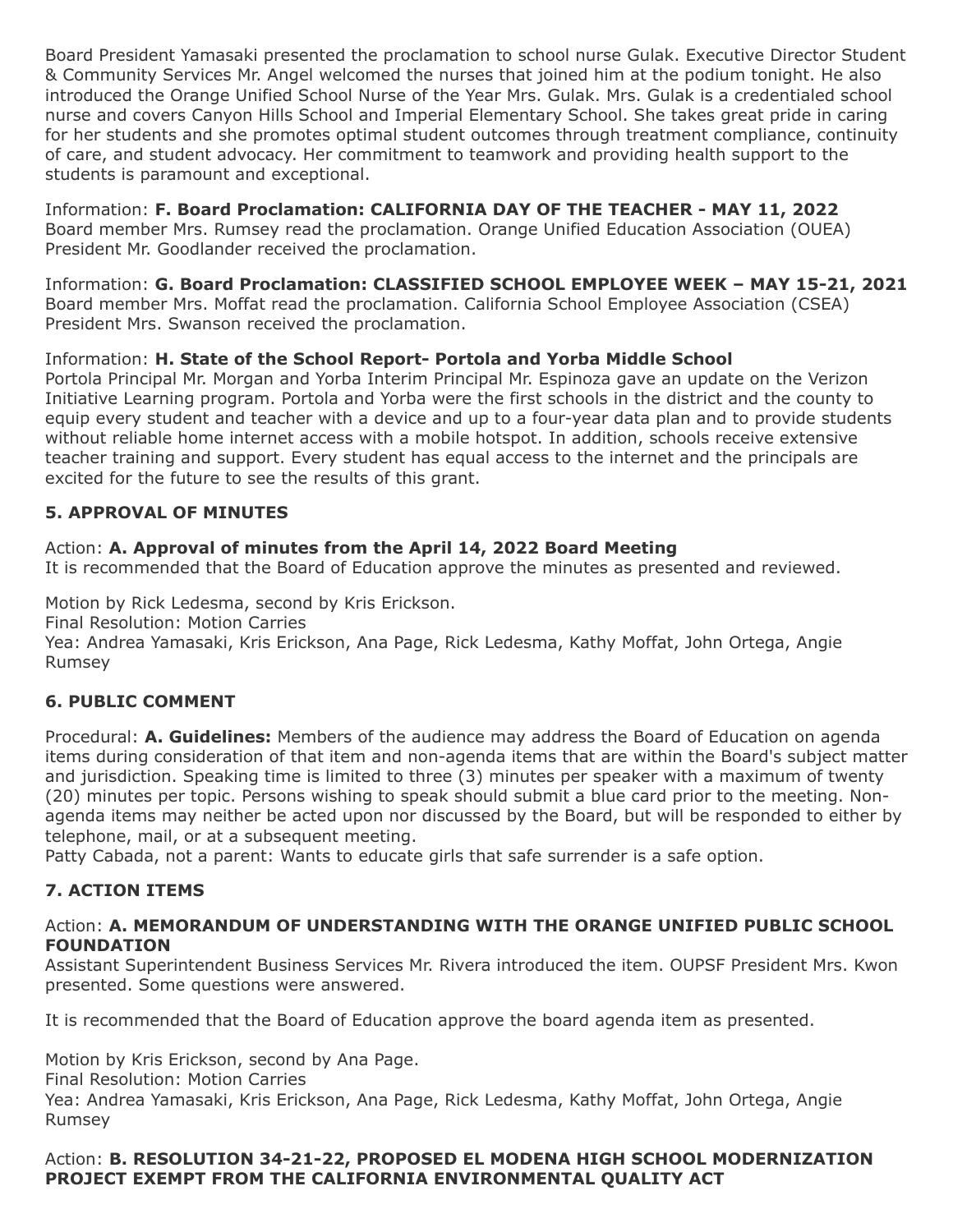Board President Yamasaki presented the proclamation to school nurse Gulak. Executive Director Student & Community Services Mr. Angel welcomed the nurses that joined him at the podium tonight. He also introduced the Orange Unified School Nurse of the Year Mrs. Gulak. Mrs. Gulak is a credentialed school nurse and covers Canyon Hills School and Imperial Elementary School. She takes great pride in caring for her students and she promotes optimal student outcomes through treatment compliance, continuity of care, and student advocacy. Her commitment to teamwork and providing health support to the students is paramount and exceptional.

Information: **F. Board Proclamation: CALIFORNIA DAY OF THE TEACHER - MAY 11, 2022**
Board member Mrs. Rumsey read the proclamation. Orange Unified Education Association (OUEA) President Mr. Goodlander received the proclamation.

Information: **G. Board Proclamation: CLASSIFIED SCHOOL EMPLOYEE WEEK – MAY 15-21, 2021**
Board member Mrs. Moffat read the proclamation. California School Employee Association (CSEA) President Mrs. Swanson received the proclamation.

Information: **H. State of the School Report- Portola and Yorba Middle School**
Portola Principal Mr. Morgan and Yorba Interim Principal Mr. Espinoza gave an update on the Verizon Initiative Learning program. Portola and Yorba were the first schools in the district and the county to equip every student and teacher with a device and up to a four-year data plan and to provide students without reliable home internet access with a mobile hotspot. In addition, schools receive extensive teacher training and support. Every student has equal access to the internet and the principals are excited for the future to see the results of this grant.

## 5. APPROVAL OF MINUTES

Action: **A. Approval of minutes from the April 14, 2022 Board Meeting**
It is recommended that the Board of Education approve the minutes as presented and reviewed.

Motion by Rick Ledesma, second by Kris Erickson.
Final Resolution: Motion Carries
Yea: Andrea Yamasaki, Kris Erickson, Ana Page, Rick Ledesma, Kathy Moffat, John Ortega, Angie Rumsey

## 6. PUBLIC COMMENT

Procedural: **A. Guidelines:** Members of the audience may address the Board of Education on agenda items during consideration of that item and non-agenda items that are within the Board's subject matter and jurisdiction. Speaking time is limited to three (3) minutes per speaker with a maximum of twenty (20) minutes per topic. Persons wishing to speak should submit a blue card prior to the meeting. Non-agenda items may neither be acted upon nor discussed by the Board, but will be responded to either by telephone, mail, or at a subsequent meeting.
Patty Cabada, not a parent: Wants to educate girls that safe surrender is a safe option.

## 7. ACTION ITEMS

Action: **A. MEMORANDUM OF UNDERSTANDING WITH THE ORANGE UNIFIED PUBLIC SCHOOL FOUNDATION**
Assistant Superintendent Business Services Mr. Rivera introduced the item. OUPSF President Mrs. Kwon presented. Some questions were answered.

It is recommended that the Board of Education approve the board agenda item as presented.

Motion by Kris Erickson, second by Ana Page.
Final Resolution: Motion Carries
Yea: Andrea Yamasaki, Kris Erickson, Ana Page, Rick Ledesma, Kathy Moffat, John Ortega, Angie Rumsey

Action: **B. RESOLUTION 34-21-22, PROPOSED EL MODENA HIGH SCHOOL MODERNIZATION PROJECT EXEMPT FROM THE CALIFORNIA ENVIRONMENTAL QUALITY ACT**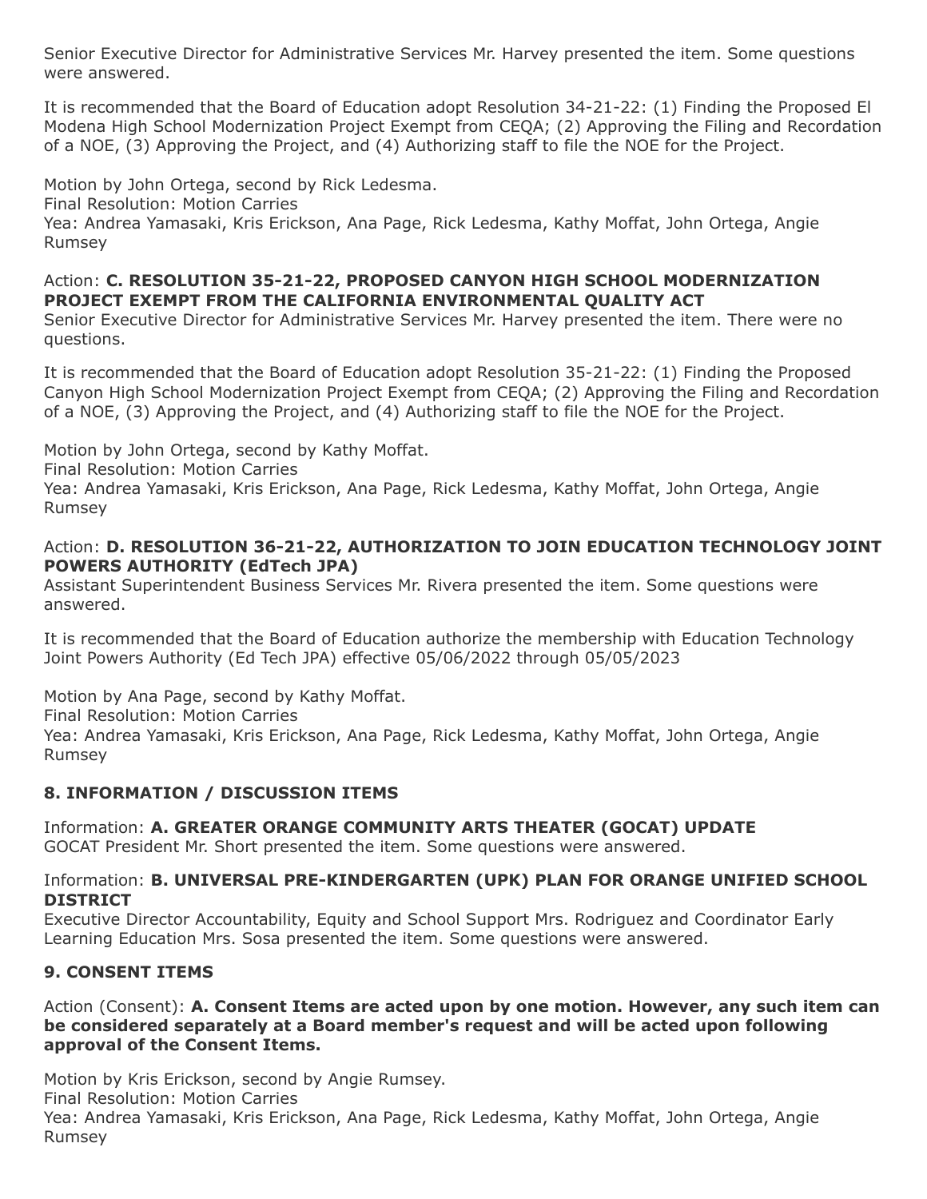Senior Executive Director for Administrative Services Mr. Harvey presented the item. Some questions were answered.

It is recommended that the Board of Education adopt Resolution 34-21-22: (1) Finding the Proposed El Modena High School Modernization Project Exempt from CEQA; (2) Approving the Filing and Recordation of a NOE, (3) Approving the Project, and (4) Authorizing staff to file the NOE for the Project.

Motion by John Ortega, second by Rick Ledesma.
Final Resolution: Motion Carries
Yea: Andrea Yamasaki, Kris Erickson, Ana Page, Rick Ledesma, Kathy Moffat, John Ortega, Angie Rumsey

Action: **C. RESOLUTION 35-21-22, PROPOSED CANYON HIGH SCHOOL MODERNIZATION PROJECT EXEMPT FROM THE CALIFORNIA ENVIRONMENTAL QUALITY ACT**
Senior Executive Director for Administrative Services Mr. Harvey presented the item. There were no questions.

It is recommended that the Board of Education adopt Resolution 35-21-22: (1) Finding the Proposed Canyon High School Modernization Project Exempt from CEQA; (2) Approving the Filing and Recordation of a NOE, (3) Approving the Project, and (4) Authorizing staff to file the NOE for the Project.

Motion by John Ortega, second by Kathy Moffat.
Final Resolution: Motion Carries
Yea: Andrea Yamasaki, Kris Erickson, Ana Page, Rick Ledesma, Kathy Moffat, John Ortega, Angie Rumsey

Action: **D. RESOLUTION 36-21-22, AUTHORIZATION TO JOIN EDUCATION TECHNOLOGY JOINT POWERS AUTHORITY (EdTech JPA)**
Assistant Superintendent Business Services Mr. Rivera presented the item. Some questions were answered.

It is recommended that the Board of Education authorize the membership with Education Technology Joint Powers Authority (Ed Tech JPA) effective 05/06/2022 through 05/05/2023

Motion by Ana Page, second by Kathy Moffat.
Final Resolution: Motion Carries
Yea: Andrea Yamasaki, Kris Erickson, Ana Page, Rick Ledesma, Kathy Moffat, John Ortega, Angie Rumsey

### 8. INFORMATION / DISCUSSION ITEMS

Information: **A. GREATER ORANGE COMMUNITY ARTS THEATER (GOCAT) UPDATE**
GOCAT President Mr. Short presented the item. Some questions were answered.

Information: **B. UNIVERSAL PRE-KINDERGARTEN (UPK) PLAN FOR ORANGE UNIFIED SCHOOL DISTRICT**
Executive Director Accountability, Equity and School Support Mrs. Rodriguez and Coordinator Early Learning Education Mrs. Sosa presented the item. Some questions were answered.

### 9. CONSENT ITEMS

Action (Consent): **A. Consent Items are acted upon by one motion. However, any such item can be considered separately at a Board member's request and will be acted upon following approval of the Consent Items.**

Motion by Kris Erickson, second by Angie Rumsey.
Final Resolution: Motion Carries
Yea: Andrea Yamasaki, Kris Erickson, Ana Page, Rick Ledesma, Kathy Moffat, John Ortega, Angie Rumsey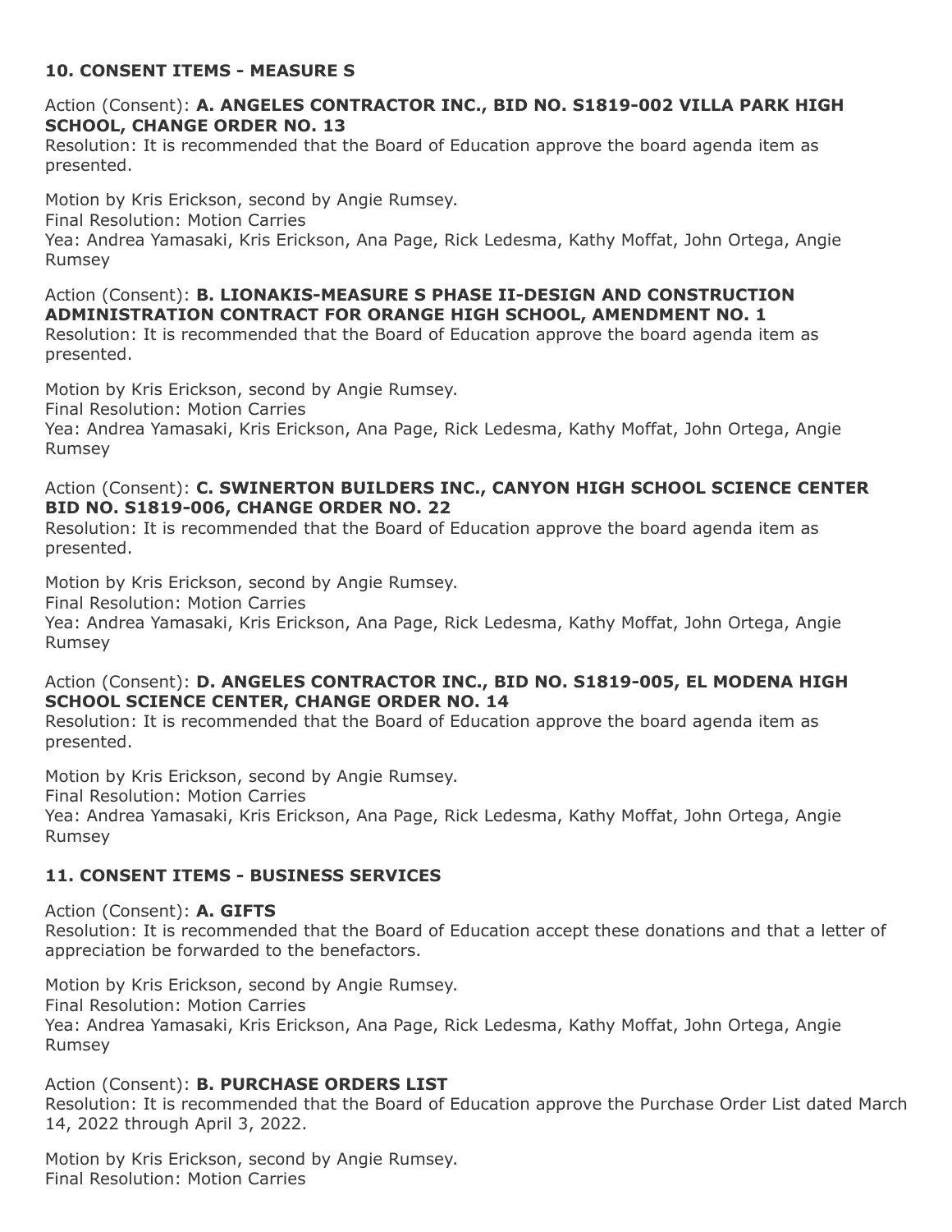### 10. CONSENT ITEMS - MEASURE S

Action (Consent): **A. ANGELES CONTRACTOR INC., BID NO. S1819-002 VILLA PARK HIGH SCHOOL, CHANGE ORDER NO. 13**
Resolution: It is recommended that the Board of Education approve the board agenda item as presented.

Motion by Kris Erickson, second by Angie Rumsey.
Final Resolution: Motion Carries
Yea: Andrea Yamasaki, Kris Erickson, Ana Page, Rick Ledesma, Kathy Moffat, John Ortega, Angie Rumsey

Action (Consent): **B. LIONAKIS-MEASURE S PHASE II-DESIGN AND CONSTRUCTION ADMINISTRATION CONTRACT FOR ORANGE HIGH SCHOOL, AMENDMENT NO. 1**
Resolution: It is recommended that the Board of Education approve the board agenda item as presented.

Motion by Kris Erickson, second by Angie Rumsey.
Final Resolution: Motion Carries
Yea: Andrea Yamasaki, Kris Erickson, Ana Page, Rick Ledesma, Kathy Moffat, John Ortega, Angie Rumsey

Action (Consent): **C. SWINERTON BUILDERS INC., CANYON HIGH SCHOOL SCIENCE CENTER BID NO. S1819-006, CHANGE ORDER NO. 22**
Resolution: It is recommended that the Board of Education approve the board agenda item as presented.

Motion by Kris Erickson, second by Angie Rumsey.
Final Resolution: Motion Carries
Yea: Andrea Yamasaki, Kris Erickson, Ana Page, Rick Ledesma, Kathy Moffat, John Ortega, Angie Rumsey

Action (Consent): **D. ANGELES CONTRACTOR INC., BID NO. S1819-005, EL MODENA HIGH SCHOOL SCIENCE CENTER, CHANGE ORDER NO. 14**
Resolution: It is recommended that the Board of Education approve the board agenda item as presented.

Motion by Kris Erickson, second by Angie Rumsey.
Final Resolution: Motion Carries
Yea: Andrea Yamasaki, Kris Erickson, Ana Page, Rick Ledesma, Kathy Moffat, John Ortega, Angie Rumsey

### 11. CONSENT ITEMS - BUSINESS SERVICES

Action (Consent): **A. GIFTS**
Resolution: It is recommended that the Board of Education accept these donations and that a letter of appreciation be forwarded to the benefactors.

Motion by Kris Erickson, second by Angie Rumsey.
Final Resolution: Motion Carries
Yea: Andrea Yamasaki, Kris Erickson, Ana Page, Rick Ledesma, Kathy Moffat, John Ortega, Angie Rumsey

Action (Consent): **B. PURCHASE ORDERS LIST**
Resolution: It is recommended that the Board of Education approve the Purchase Order List dated March 14, 2022 through April 3, 2022.

Motion by Kris Erickson, second by Angie Rumsey.
Final Resolution: Motion Carries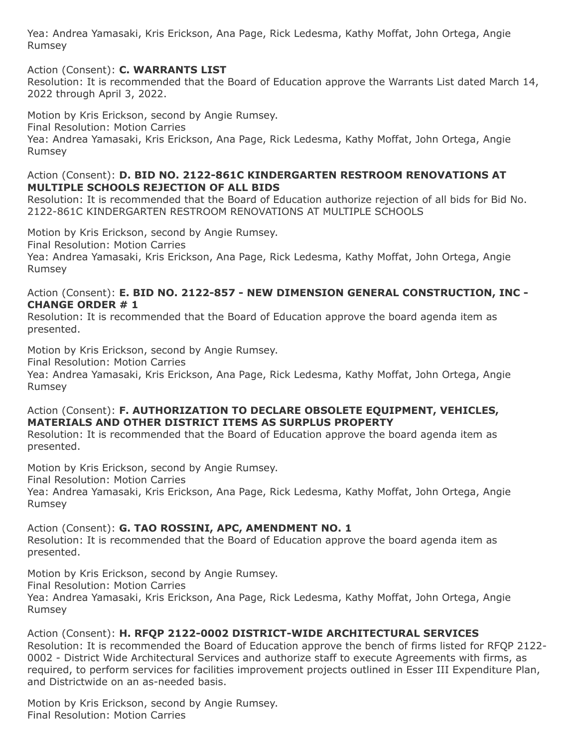Yea: Andrea Yamasaki, Kris Erickson, Ana Page, Rick Ledesma, Kathy Moffat, John Ortega, Angie Rumsey

Action (Consent): **C. WARRANTS LIST**
Resolution: It is recommended that the Board of Education approve the Warrants List dated March 14, 2022 through April 3, 2022.

Motion by Kris Erickson, second by Angie Rumsey.
Final Resolution: Motion Carries
Yea: Andrea Yamasaki, Kris Erickson, Ana Page, Rick Ledesma, Kathy Moffat, John Ortega, Angie Rumsey

Action (Consent): **D. BID NO. 2122-861C KINDERGARTEN RESTROOM RENOVATIONS AT MULTIPLE SCHOOLS REJECTION OF ALL BIDS**
Resolution: It is recommended that the Board of Education authorize rejection of all bids for Bid No. 2122-861C KINDERGARTEN RESTROOM RENOVATIONS AT MULTIPLE SCHOOLS

Motion by Kris Erickson, second by Angie Rumsey.
Final Resolution: Motion Carries
Yea: Andrea Yamasaki, Kris Erickson, Ana Page, Rick Ledesma, Kathy Moffat, John Ortega, Angie Rumsey

Action (Consent): **E. BID NO. 2122-857 - NEW DIMENSION GENERAL CONSTRUCTION, INC - CHANGE ORDER # 1**
Resolution: It is recommended that the Board of Education approve the board agenda item as presented.

Motion by Kris Erickson, second by Angie Rumsey.
Final Resolution: Motion Carries
Yea: Andrea Yamasaki, Kris Erickson, Ana Page, Rick Ledesma, Kathy Moffat, John Ortega, Angie Rumsey

Action (Consent): **F. AUTHORIZATION TO DECLARE OBSOLETE EQUIPMENT, VEHICLES, MATERIALS AND OTHER DISTRICT ITEMS AS SURPLUS PROPERTY**
Resolution: It is recommended that the Board of Education approve the board agenda item as presented.

Motion by Kris Erickson, second by Angie Rumsey.
Final Resolution: Motion Carries
Yea: Andrea Yamasaki, Kris Erickson, Ana Page, Rick Ledesma, Kathy Moffat, John Ortega, Angie Rumsey

Action (Consent): **G. TAO ROSSINI, APC, AMENDMENT NO. 1**
Resolution: It is recommended that the Board of Education approve the board agenda item as presented.

Motion by Kris Erickson, second by Angie Rumsey.
Final Resolution: Motion Carries
Yea: Andrea Yamasaki, Kris Erickson, Ana Page, Rick Ledesma, Kathy Moffat, John Ortega, Angie Rumsey

Action (Consent): **H. RFQP 2122-0002 DISTRICT-WIDE ARCHITECTURAL SERVICES**
Resolution: It is recommended the Board of Education approve the bench of firms listed for RFQP 2122-0002 - District Wide Architectural Services and authorize staff to execute Agreements with firms, as required, to perform services for facilities improvement projects outlined in Esser III Expenditure Plan, and Districtwide on an as-needed basis.

Motion by Kris Erickson, second by Angie Rumsey.
Final Resolution: Motion Carries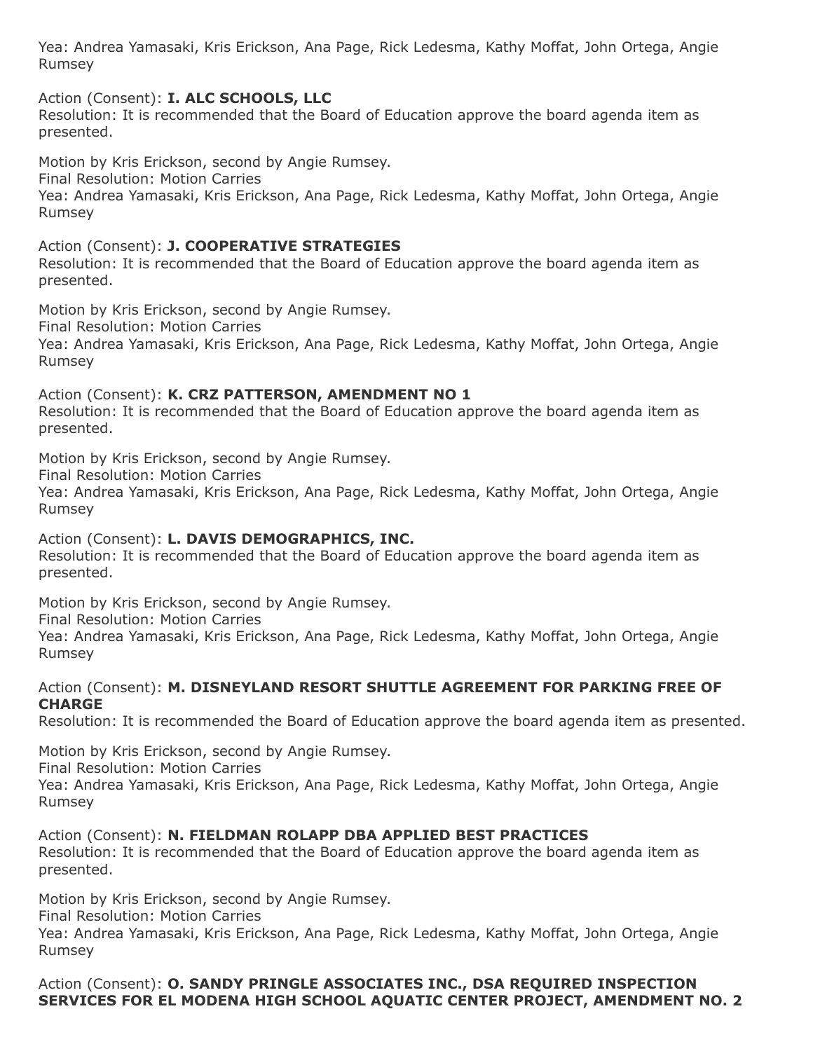Yea: Andrea Yamasaki, Kris Erickson, Ana Page, Rick Ledesma, Kathy Moffat, John Ortega, Angie Rumsey

Action (Consent): **I. ALC SCHOOLS, LLC**
Resolution: It is recommended that the Board of Education approve the board agenda item as presented.

Motion by Kris Erickson, second by Angie Rumsey.
Final Resolution: Motion Carries
Yea: Andrea Yamasaki, Kris Erickson, Ana Page, Rick Ledesma, Kathy Moffat, John Ortega, Angie Rumsey

Action (Consent): **J. COOPERATIVE STRATEGIES**
Resolution: It is recommended that the Board of Education approve the board agenda item as presented.

Motion by Kris Erickson, second by Angie Rumsey.
Final Resolution: Motion Carries
Yea: Andrea Yamasaki, Kris Erickson, Ana Page, Rick Ledesma, Kathy Moffat, John Ortega, Angie Rumsey

Action (Consent): **K. CRZ PATTERSON, AMENDMENT NO 1**
Resolution: It is recommended that the Board of Education approve the board agenda item as presented.

Motion by Kris Erickson, second by Angie Rumsey.
Final Resolution: Motion Carries
Yea: Andrea Yamasaki, Kris Erickson, Ana Page, Rick Ledesma, Kathy Moffat, John Ortega, Angie Rumsey

Action (Consent): **L. DAVIS DEMOGRAPHICS, INC.**
Resolution: It is recommended that the Board of Education approve the board agenda item as presented.

Motion by Kris Erickson, second by Angie Rumsey.
Final Resolution: Motion Carries
Yea: Andrea Yamasaki, Kris Erickson, Ana Page, Rick Ledesma, Kathy Moffat, John Ortega, Angie Rumsey

Action (Consent): **M. DISNEYLAND RESORT SHUTTLE AGREEMENT FOR PARKING FREE OF CHARGE**
Resolution: It is recommended the Board of Education approve the board agenda item as presented.

Motion by Kris Erickson, second by Angie Rumsey.
Final Resolution: Motion Carries
Yea: Andrea Yamasaki, Kris Erickson, Ana Page, Rick Ledesma, Kathy Moffat, John Ortega, Angie Rumsey

Action (Consent): **N. FIELDMAN ROLAPP DBA APPLIED BEST PRACTICES**
Resolution: It is recommended that the Board of Education approve the board agenda item as presented.

Motion by Kris Erickson, second by Angie Rumsey.
Final Resolution: Motion Carries
Yea: Andrea Yamasaki, Kris Erickson, Ana Page, Rick Ledesma, Kathy Moffat, John Ortega, Angie Rumsey

Action (Consent): **O. SANDY PRINGLE ASSOCIATES INC., DSA REQUIRED INSPECTION SERVICES FOR EL MODENA HIGH SCHOOL AQUATIC CENTER PROJECT, AMENDMENT NO. 2**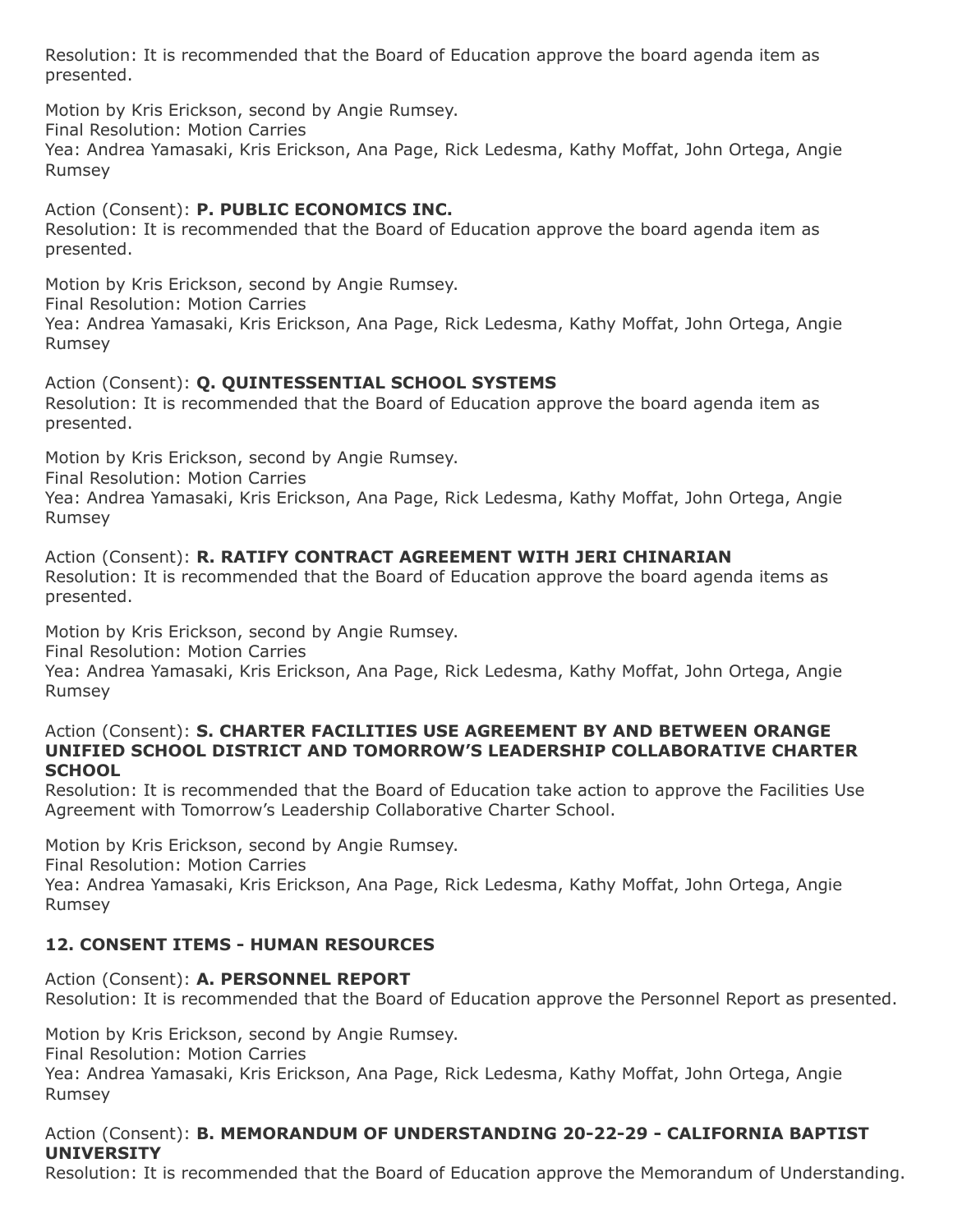Resolution: It is recommended that the Board of Education approve the board agenda item as presented.

Motion by Kris Erickson, second by Angie Rumsey.
Final Resolution: Motion Carries
Yea: Andrea Yamasaki, Kris Erickson, Ana Page, Rick Ledesma, Kathy Moffat, John Ortega, Angie Rumsey

Action (Consent): **P. PUBLIC ECONOMICS INC.**
Resolution: It is recommended that the Board of Education approve the board agenda item as presented.

Motion by Kris Erickson, second by Angie Rumsey.
Final Resolution: Motion Carries
Yea: Andrea Yamasaki, Kris Erickson, Ana Page, Rick Ledesma, Kathy Moffat, John Ortega, Angie Rumsey

Action (Consent): **Q. QUINTESSENTIAL SCHOOL SYSTEMS**
Resolution: It is recommended that the Board of Education approve the board agenda item as presented.

Motion by Kris Erickson, second by Angie Rumsey.
Final Resolution: Motion Carries
Yea: Andrea Yamasaki, Kris Erickson, Ana Page, Rick Ledesma, Kathy Moffat, John Ortega, Angie Rumsey

Action (Consent): **R. RATIFY CONTRACT AGREEMENT WITH JERI CHINARIAN**
Resolution: It is recommended that the Board of Education approve the board agenda items as presented.

Motion by Kris Erickson, second by Angie Rumsey.
Final Resolution: Motion Carries
Yea: Andrea Yamasaki, Kris Erickson, Ana Page, Rick Ledesma, Kathy Moffat, John Ortega, Angie Rumsey

Action (Consent): **S. CHARTER FACILITIES USE AGREEMENT BY AND BETWEEN ORANGE UNIFIED SCHOOL DISTRICT AND TOMORROW'S LEADERSHIP COLLABORATIVE CHARTER SCHOOL**
Resolution: It is recommended that the Board of Education take action to approve the Facilities Use Agreement with Tomorrow's Leadership Collaborative Charter School.

Motion by Kris Erickson, second by Angie Rumsey.
Final Resolution: Motion Carries
Yea: Andrea Yamasaki, Kris Erickson, Ana Page, Rick Ledesma, Kathy Moffat, John Ortega, Angie Rumsey

### 12. CONSENT ITEMS - HUMAN RESOURCES

Action (Consent): **A. PERSONNEL REPORT**
Resolution: It is recommended that the Board of Education approve the Personnel Report as presented.

Motion by Kris Erickson, second by Angie Rumsey.
Final Resolution: Motion Carries
Yea: Andrea Yamasaki, Kris Erickson, Ana Page, Rick Ledesma, Kathy Moffat, John Ortega, Angie Rumsey

Action (Consent): **B. MEMORANDUM OF UNDERSTANDING 20-22-29 - CALIFORNIA BAPTIST UNIVERSITY**
Resolution: It is recommended that the Board of Education approve the Memorandum of Understanding.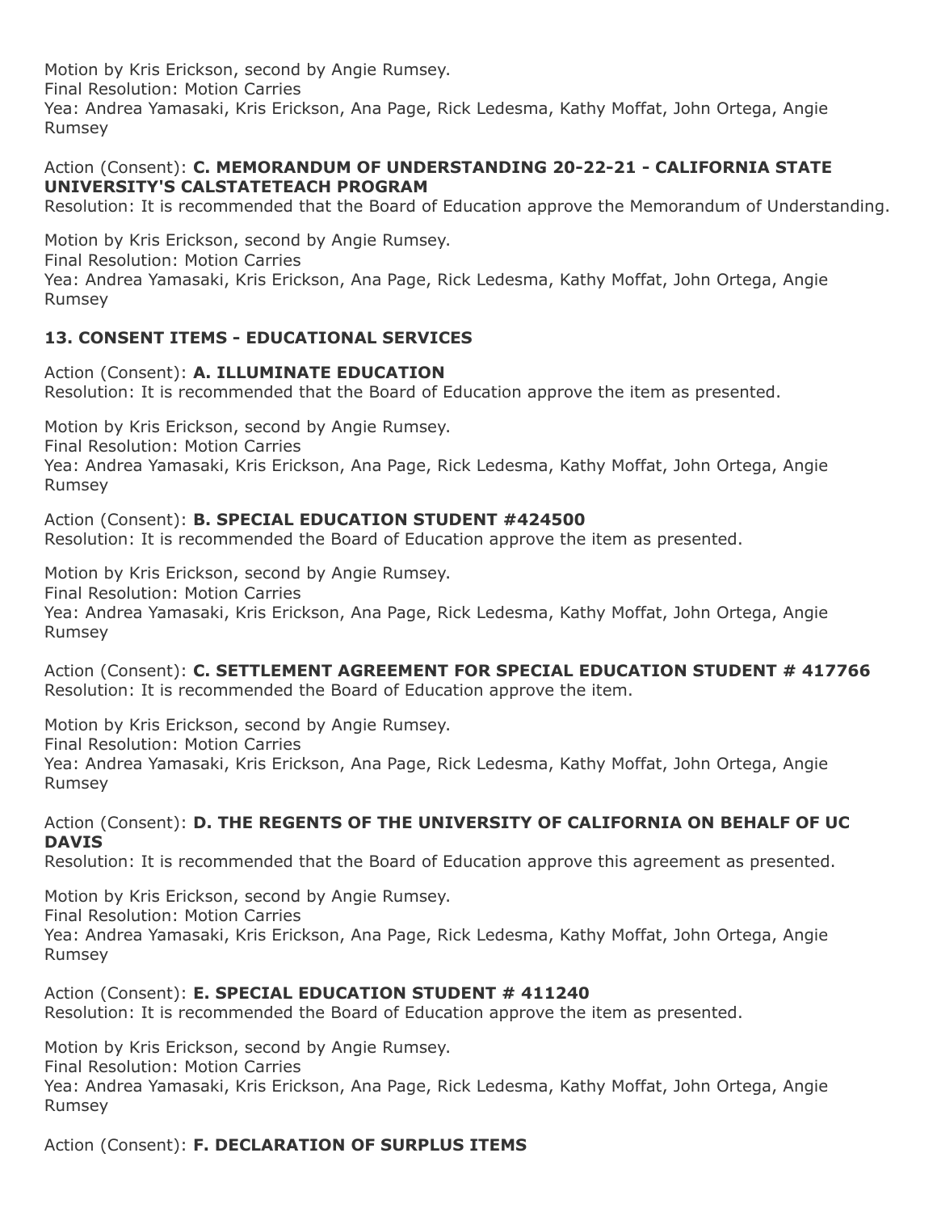Motion by Kris Erickson, second by Angie Rumsey.
Final Resolution: Motion Carries
Yea: Andrea Yamasaki, Kris Erickson, Ana Page, Rick Ledesma, Kathy Moffat, John Ortega, Angie Rumsey

Action (Consent): **C. MEMORANDUM OF UNDERSTANDING 20-22-21 - CALIFORNIA STATE UNIVERSITY'S CALSTATETEACH PROGRAM**
Resolution: It is recommended that the Board of Education approve the Memorandum of Understanding.

Motion by Kris Erickson, second by Angie Rumsey.
Final Resolution: Motion Carries
Yea: Andrea Yamasaki, Kris Erickson, Ana Page, Rick Ledesma, Kathy Moffat, John Ortega, Angie Rumsey

### 13. CONSENT ITEMS - EDUCATIONAL SERVICES

Action (Consent): **A. ILLUMINATE EDUCATION**
Resolution: It is recommended that the Board of Education approve the item as presented.

Motion by Kris Erickson, second by Angie Rumsey.
Final Resolution: Motion Carries
Yea: Andrea Yamasaki, Kris Erickson, Ana Page, Rick Ledesma, Kathy Moffat, John Ortega, Angie Rumsey

Action (Consent): **B. SPECIAL EDUCATION STUDENT #424500**
Resolution: It is recommended the Board of Education approve the item as presented.

Motion by Kris Erickson, second by Angie Rumsey.
Final Resolution: Motion Carries
Yea: Andrea Yamasaki, Kris Erickson, Ana Page, Rick Ledesma, Kathy Moffat, John Ortega, Angie Rumsey

Action (Consent): **C. SETTLEMENT AGREEMENT FOR SPECIAL EDUCATION STUDENT # 417766**
Resolution: It is recommended the Board of Education approve the item.

Motion by Kris Erickson, second by Angie Rumsey.
Final Resolution: Motion Carries
Yea: Andrea Yamasaki, Kris Erickson, Ana Page, Rick Ledesma, Kathy Moffat, John Ortega, Angie Rumsey

Action (Consent): **D. THE REGENTS OF THE UNIVERSITY OF CALIFORNIA ON BEHALF OF UC DAVIS**
Resolution: It is recommended that the Board of Education approve this agreement as presented.

Motion by Kris Erickson, second by Angie Rumsey.
Final Resolution: Motion Carries
Yea: Andrea Yamasaki, Kris Erickson, Ana Page, Rick Ledesma, Kathy Moffat, John Ortega, Angie Rumsey

Action (Consent): **E. SPECIAL EDUCATION STUDENT # 411240**
Resolution: It is recommended the Board of Education approve the item as presented.

Motion by Kris Erickson, second by Angie Rumsey.
Final Resolution: Motion Carries
Yea: Andrea Yamasaki, Kris Erickson, Ana Page, Rick Ledesma, Kathy Moffat, John Ortega, Angie Rumsey

Action (Consent): **F. DECLARATION OF SURPLUS ITEMS**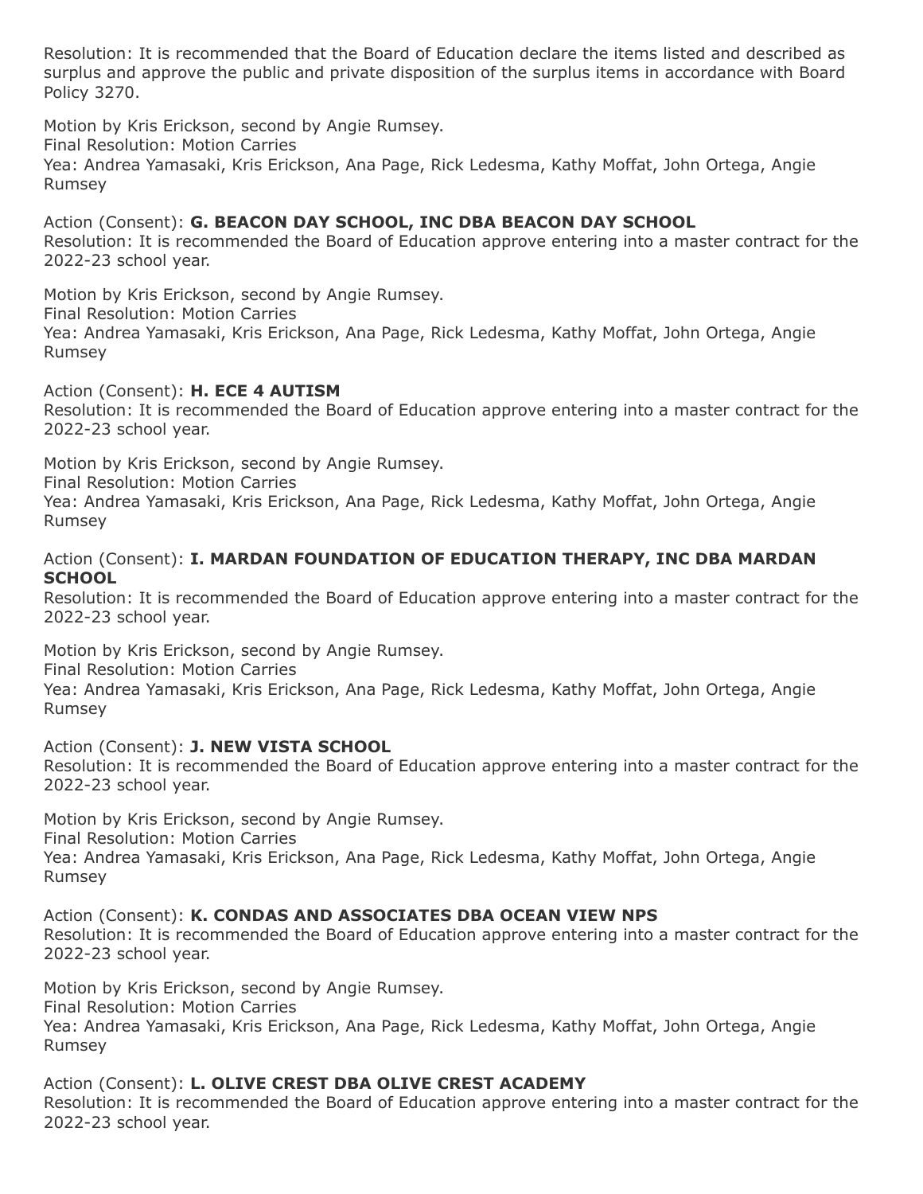Resolution: It is recommended that the Board of Education declare the items listed and described as surplus and approve the public and private disposition of the surplus items in accordance with Board Policy 3270.

Motion by Kris Erickson, second by Angie Rumsey.
Final Resolution: Motion Carries
Yea: Andrea Yamasaki, Kris Erickson, Ana Page, Rick Ledesma, Kathy Moffat, John Ortega, Angie Rumsey

Action (Consent): **G. BEACON DAY SCHOOL, INC DBA BEACON DAY SCHOOL**
Resolution: It is recommended the Board of Education approve entering into a master contract for the 2022-23 school year.

Motion by Kris Erickson, second by Angie Rumsey.
Final Resolution: Motion Carries
Yea: Andrea Yamasaki, Kris Erickson, Ana Page, Rick Ledesma, Kathy Moffat, John Ortega, Angie Rumsey

Action (Consent): **H. ECE 4 AUTISM**
Resolution: It is recommended the Board of Education approve entering into a master contract for the 2022-23 school year.

Motion by Kris Erickson, second by Angie Rumsey.
Final Resolution: Motion Carries
Yea: Andrea Yamasaki, Kris Erickson, Ana Page, Rick Ledesma, Kathy Moffat, John Ortega, Angie Rumsey

Action (Consent): **I. MARDAN FOUNDATION OF EDUCATION THERAPY, INC DBA MARDAN SCHOOL**
Resolution: It is recommended the Board of Education approve entering into a master contract for the 2022-23 school year.

Motion by Kris Erickson, second by Angie Rumsey.
Final Resolution: Motion Carries
Yea: Andrea Yamasaki, Kris Erickson, Ana Page, Rick Ledesma, Kathy Moffat, John Ortega, Angie Rumsey

Action (Consent): **J. NEW VISTA SCHOOL**
Resolution: It is recommended the Board of Education approve entering into a master contract for the 2022-23 school year.

Motion by Kris Erickson, second by Angie Rumsey.
Final Resolution: Motion Carries
Yea: Andrea Yamasaki, Kris Erickson, Ana Page, Rick Ledesma, Kathy Moffat, John Ortega, Angie Rumsey

Action (Consent): **K. CONDAS AND ASSOCIATES DBA OCEAN VIEW NPS**
Resolution: It is recommended the Board of Education approve entering into a master contract for the 2022-23 school year.

Motion by Kris Erickson, second by Angie Rumsey.
Final Resolution: Motion Carries
Yea: Andrea Yamasaki, Kris Erickson, Ana Page, Rick Ledesma, Kathy Moffat, John Ortega, Angie Rumsey

Action (Consent): **L. OLIVE CREST DBA OLIVE CREST ACADEMY**
Resolution: It is recommended the Board of Education approve entering into a master contract for the 2022-23 school year.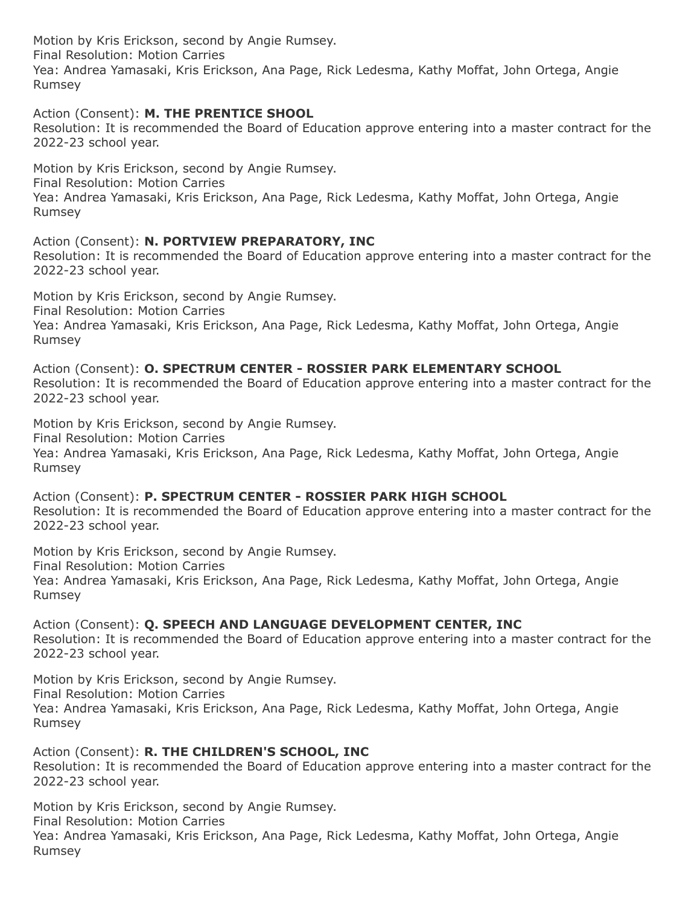Motion by Kris Erickson, second by Angie Rumsey.
Final Resolution: Motion Carries
Yea: Andrea Yamasaki, Kris Erickson, Ana Page, Rick Ledesma, Kathy Moffat, John Ortega, Angie Rumsey

Action (Consent): **M. THE PRENTICE SHOOL**
Resolution: It is recommended the Board of Education approve entering into a master contract for the 2022-23 school year.

Motion by Kris Erickson, second by Angie Rumsey.
Final Resolution: Motion Carries
Yea: Andrea Yamasaki, Kris Erickson, Ana Page, Rick Ledesma, Kathy Moffat, John Ortega, Angie Rumsey

Action (Consent): **N. PORTVIEW PREPARATORY, INC**
Resolution: It is recommended the Board of Education approve entering into a master contract for the 2022-23 school year.

Motion by Kris Erickson, second by Angie Rumsey.
Final Resolution: Motion Carries
Yea: Andrea Yamasaki, Kris Erickson, Ana Page, Rick Ledesma, Kathy Moffat, John Ortega, Angie Rumsey

Action (Consent): **O. SPECTRUM CENTER - ROSSIER PARK ELEMENTARY SCHOOL**
Resolution: It is recommended the Board of Education approve entering into a master contract for the 2022-23 school year.

Motion by Kris Erickson, second by Angie Rumsey.
Final Resolution: Motion Carries
Yea: Andrea Yamasaki, Kris Erickson, Ana Page, Rick Ledesma, Kathy Moffat, John Ortega, Angie Rumsey

Action (Consent): **P. SPECTRUM CENTER - ROSSIER PARK HIGH SCHOOL**
Resolution: It is recommended the Board of Education approve entering into a master contract for the 2022-23 school year.

Motion by Kris Erickson, second by Angie Rumsey.
Final Resolution: Motion Carries
Yea: Andrea Yamasaki, Kris Erickson, Ana Page, Rick Ledesma, Kathy Moffat, John Ortega, Angie Rumsey

Action (Consent): **Q. SPEECH AND LANGUAGE DEVELOPMENT CENTER, INC**
Resolution: It is recommended the Board of Education approve entering into a master contract for the 2022-23 school year.

Motion by Kris Erickson, second by Angie Rumsey.
Final Resolution: Motion Carries
Yea: Andrea Yamasaki, Kris Erickson, Ana Page, Rick Ledesma, Kathy Moffat, John Ortega, Angie Rumsey

Action (Consent): **R. THE CHILDREN'S SCHOOL, INC**
Resolution: It is recommended the Board of Education approve entering into a master contract for the 2022-23 school year.

Motion by Kris Erickson, second by Angie Rumsey.
Final Resolution: Motion Carries
Yea: Andrea Yamasaki, Kris Erickson, Ana Page, Rick Ledesma, Kathy Moffat, John Ortega, Angie Rumsey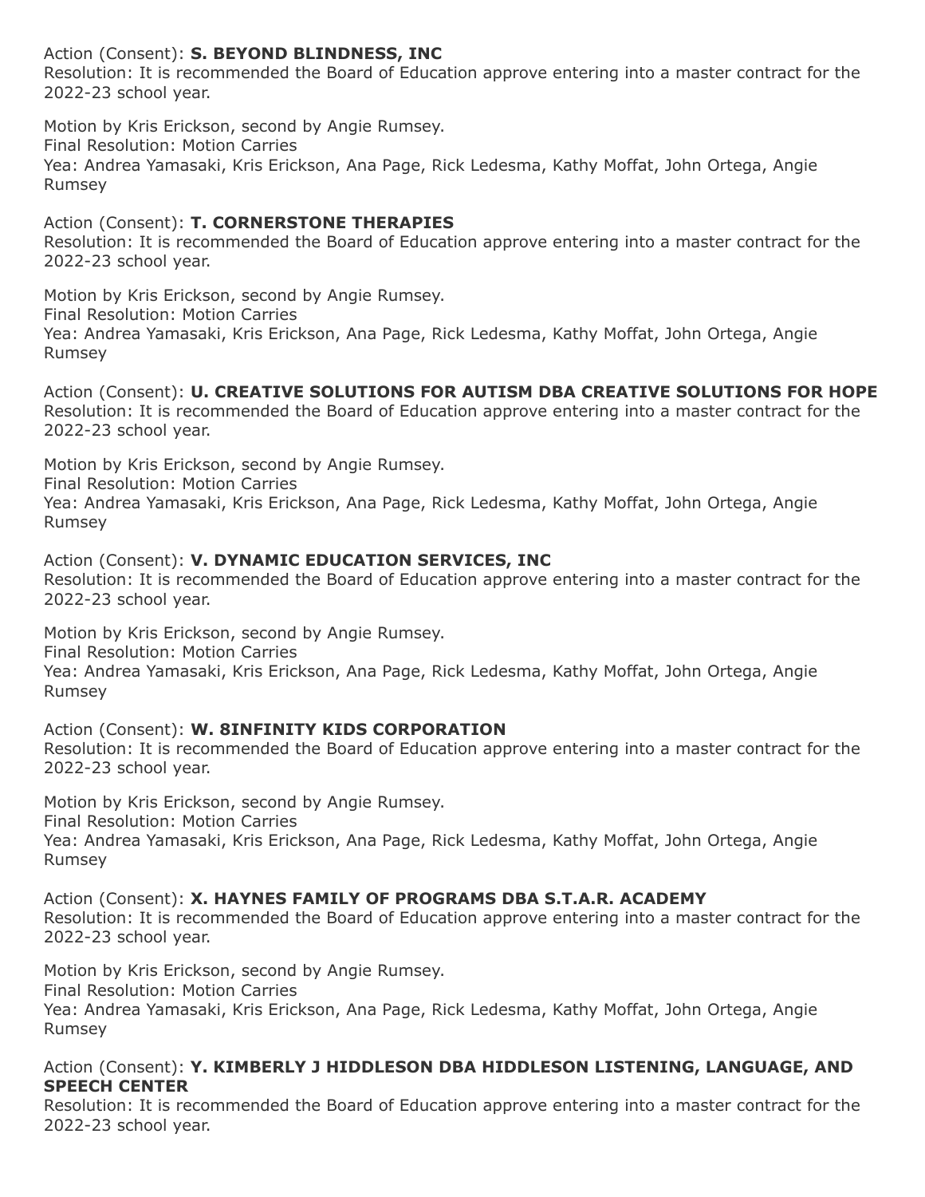Action (Consent): **S. BEYOND BLINDNESS, INC**
Resolution: It is recommended the Board of Education approve entering into a master contract for the 2022-23 school year.

Motion by Kris Erickson, second by Angie Rumsey.
Final Resolution: Motion Carries
Yea: Andrea Yamasaki, Kris Erickson, Ana Page, Rick Ledesma, Kathy Moffat, John Ortega, Angie Rumsey

Action (Consent): **T. CORNERSTONE THERAPIES**
Resolution: It is recommended the Board of Education approve entering into a master contract for the 2022-23 school year.

Motion by Kris Erickson, second by Angie Rumsey.
Final Resolution: Motion Carries
Yea: Andrea Yamasaki, Kris Erickson, Ana Page, Rick Ledesma, Kathy Moffat, John Ortega, Angie Rumsey

Action (Consent): **U. CREATIVE SOLUTIONS FOR AUTISM DBA CREATIVE SOLUTIONS FOR HOPE**
Resolution: It is recommended the Board of Education approve entering into a master contract for the 2022-23 school year.

Motion by Kris Erickson, second by Angie Rumsey.
Final Resolution: Motion Carries
Yea: Andrea Yamasaki, Kris Erickson, Ana Page, Rick Ledesma, Kathy Moffat, John Ortega, Angie Rumsey

Action (Consent): **V. DYNAMIC EDUCATION SERVICES, INC**
Resolution: It is recommended the Board of Education approve entering into a master contract for the 2022-23 school year.

Motion by Kris Erickson, second by Angie Rumsey.
Final Resolution: Motion Carries
Yea: Andrea Yamasaki, Kris Erickson, Ana Page, Rick Ledesma, Kathy Moffat, John Ortega, Angie Rumsey

Action (Consent): **W. 8INFINITY KIDS CORPORATION**
Resolution: It is recommended the Board of Education approve entering into a master contract for the 2022-23 school year.

Motion by Kris Erickson, second by Angie Rumsey.
Final Resolution: Motion Carries
Yea: Andrea Yamasaki, Kris Erickson, Ana Page, Rick Ledesma, Kathy Moffat, John Ortega, Angie Rumsey

Action (Consent): **X. HAYNES FAMILY OF PROGRAMS DBA S.T.A.R. ACADEMY**
Resolution: It is recommended the Board of Education approve entering into a master contract for the 2022-23 school year.

Motion by Kris Erickson, second by Angie Rumsey.
Final Resolution: Motion Carries
Yea: Andrea Yamasaki, Kris Erickson, Ana Page, Rick Ledesma, Kathy Moffat, John Ortega, Angie Rumsey

Action (Consent): **Y. KIMBERLY J HIDDLESON DBA HIDDLESON LISTENING, LANGUAGE, AND SPEECH CENTER**
Resolution: It is recommended the Board of Education approve entering into a master contract for the 2022-23 school year.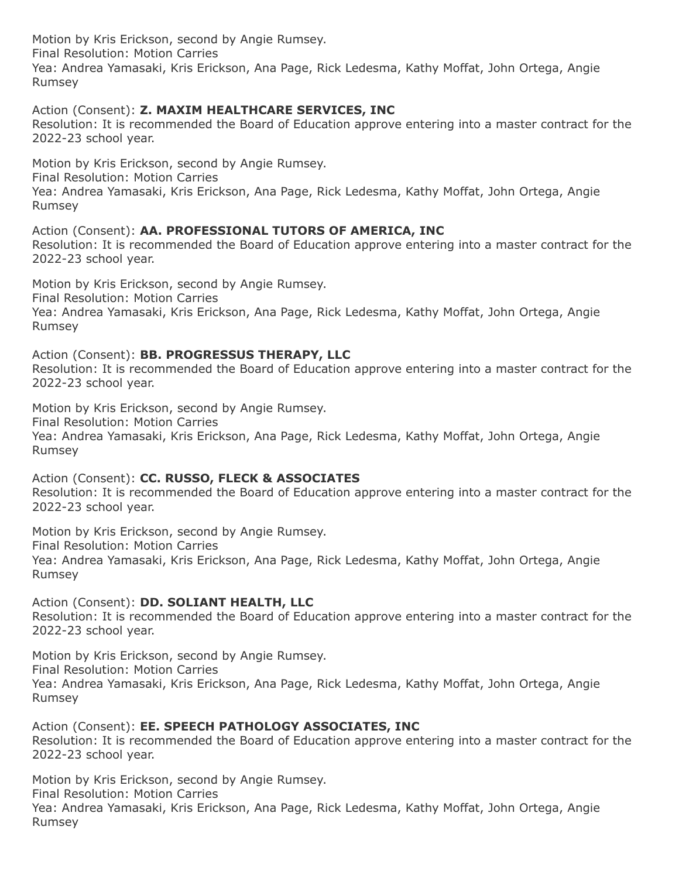Motion by Kris Erickson, second by Angie Rumsey.
Final Resolution: Motion Carries
Yea: Andrea Yamasaki, Kris Erickson, Ana Page, Rick Ledesma, Kathy Moffat, John Ortega, Angie Rumsey

Action (Consent): **Z. MAXIM HEALTHCARE SERVICES, INC**
Resolution: It is recommended the Board of Education approve entering into a master contract for the 2022-23 school year.

Motion by Kris Erickson, second by Angie Rumsey.
Final Resolution: Motion Carries
Yea: Andrea Yamasaki, Kris Erickson, Ana Page, Rick Ledesma, Kathy Moffat, John Ortega, Angie Rumsey

Action (Consent): **AA. PROFESSIONAL TUTORS OF AMERICA, INC**
Resolution: It is recommended the Board of Education approve entering into a master contract for the 2022-23 school year.

Motion by Kris Erickson, second by Angie Rumsey.
Final Resolution: Motion Carries
Yea: Andrea Yamasaki, Kris Erickson, Ana Page, Rick Ledesma, Kathy Moffat, John Ortega, Angie Rumsey

Action (Consent): **BB. PROGRESSUS THERAPY, LLC**
Resolution: It is recommended the Board of Education approve entering into a master contract for the 2022-23 school year.

Motion by Kris Erickson, second by Angie Rumsey.
Final Resolution: Motion Carries
Yea: Andrea Yamasaki, Kris Erickson, Ana Page, Rick Ledesma, Kathy Moffat, John Ortega, Angie Rumsey

Action (Consent): **CC. RUSSO, FLECK & ASSOCIATES**
Resolution: It is recommended the Board of Education approve entering into a master contract for the 2022-23 school year.

Motion by Kris Erickson, second by Angie Rumsey.
Final Resolution: Motion Carries
Yea: Andrea Yamasaki, Kris Erickson, Ana Page, Rick Ledesma, Kathy Moffat, John Ortega, Angie Rumsey

Action (Consent): **DD. SOLIANT HEALTH, LLC**
Resolution: It is recommended the Board of Education approve entering into a master contract for the 2022-23 school year.

Motion by Kris Erickson, second by Angie Rumsey.
Final Resolution: Motion Carries
Yea: Andrea Yamasaki, Kris Erickson, Ana Page, Rick Ledesma, Kathy Moffat, John Ortega, Angie Rumsey

Action (Consent): **EE. SPEECH PATHOLOGY ASSOCIATES, INC**
Resolution: It is recommended the Board of Education approve entering into a master contract for the 2022-23 school year.

Motion by Kris Erickson, second by Angie Rumsey.
Final Resolution: Motion Carries
Yea: Andrea Yamasaki, Kris Erickson, Ana Page, Rick Ledesma, Kathy Moffat, John Ortega, Angie Rumsey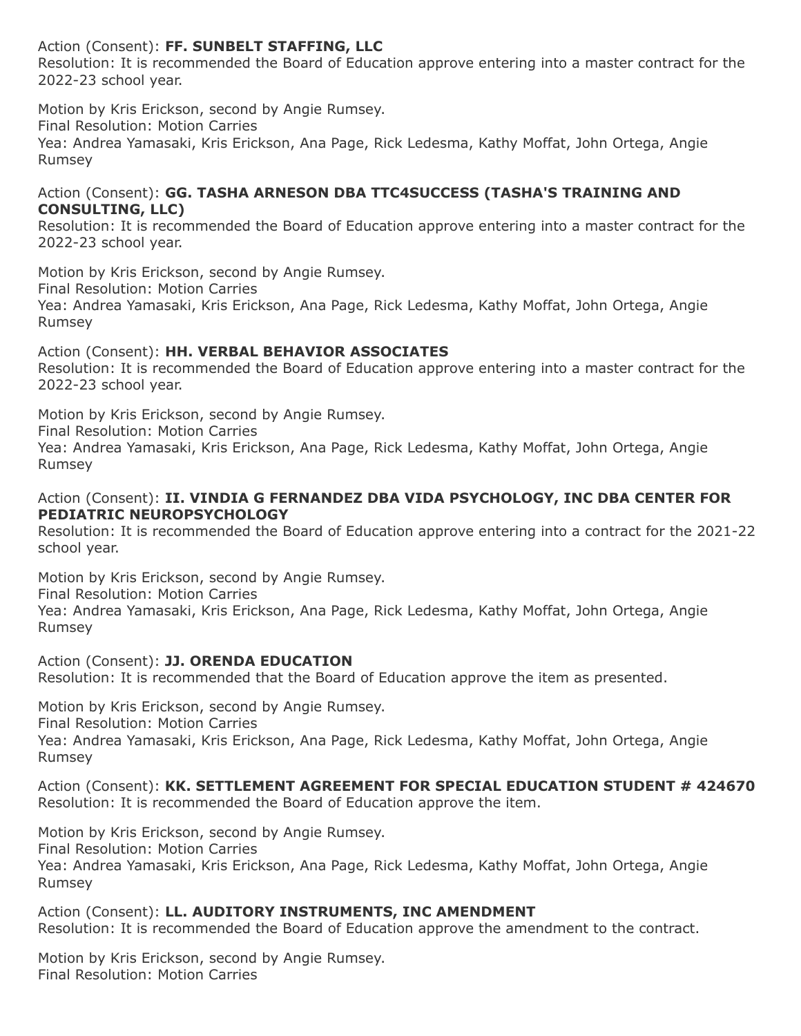Action (Consent): **FF. SUNBELT STAFFING, LLC**
Resolution: It is recommended the Board of Education approve entering into a master contract for the 2022-23 school year.

Motion by Kris Erickson, second by Angie Rumsey.
Final Resolution: Motion Carries
Yea: Andrea Yamasaki, Kris Erickson, Ana Page, Rick Ledesma, Kathy Moffat, John Ortega, Angie Rumsey

Action (Consent): **GG. TASHA ARNESON DBA TTC4SUCCESS (TASHA'S TRAINING AND CONSULTING, LLC)**
Resolution: It is recommended the Board of Education approve entering into a master contract for the 2022-23 school year.

Motion by Kris Erickson, second by Angie Rumsey.
Final Resolution: Motion Carries
Yea: Andrea Yamasaki, Kris Erickson, Ana Page, Rick Ledesma, Kathy Moffat, John Ortega, Angie Rumsey

Action (Consent): **HH. VERBAL BEHAVIOR ASSOCIATES**
Resolution: It is recommended the Board of Education approve entering into a master contract for the 2022-23 school year.

Motion by Kris Erickson, second by Angie Rumsey.
Final Resolution: Motion Carries
Yea: Andrea Yamasaki, Kris Erickson, Ana Page, Rick Ledesma, Kathy Moffat, John Ortega, Angie Rumsey

Action (Consent): **II. VINDIA G FERNANDEZ DBA VIDA PSYCHOLOGY, INC DBA CENTER FOR PEDIATRIC NEUROPSYCHOLOGY**
Resolution: It is recommended the Board of Education approve entering into a contract for the 2021-22 school year.

Motion by Kris Erickson, second by Angie Rumsey.
Final Resolution: Motion Carries
Yea: Andrea Yamasaki, Kris Erickson, Ana Page, Rick Ledesma, Kathy Moffat, John Ortega, Angie Rumsey

Action (Consent): **JJ. ORENDA EDUCATION**
Resolution: It is recommended that the Board of Education approve the item as presented.

Motion by Kris Erickson, second by Angie Rumsey.
Final Resolution: Motion Carries
Yea: Andrea Yamasaki, Kris Erickson, Ana Page, Rick Ledesma, Kathy Moffat, John Ortega, Angie Rumsey

Action (Consent): **KK. SETTLEMENT AGREEMENT FOR SPECIAL EDUCATION STUDENT # 424670**
Resolution: It is recommended the Board of Education approve the item.

Motion by Kris Erickson, second by Angie Rumsey.
Final Resolution: Motion Carries
Yea: Andrea Yamasaki, Kris Erickson, Ana Page, Rick Ledesma, Kathy Moffat, John Ortega, Angie Rumsey

Action (Consent): **LL. AUDITORY INSTRUMENTS, INC AMENDMENT**
Resolution: It is recommended the Board of Education approve the amendment to the contract.

Motion by Kris Erickson, second by Angie Rumsey.
Final Resolution: Motion Carries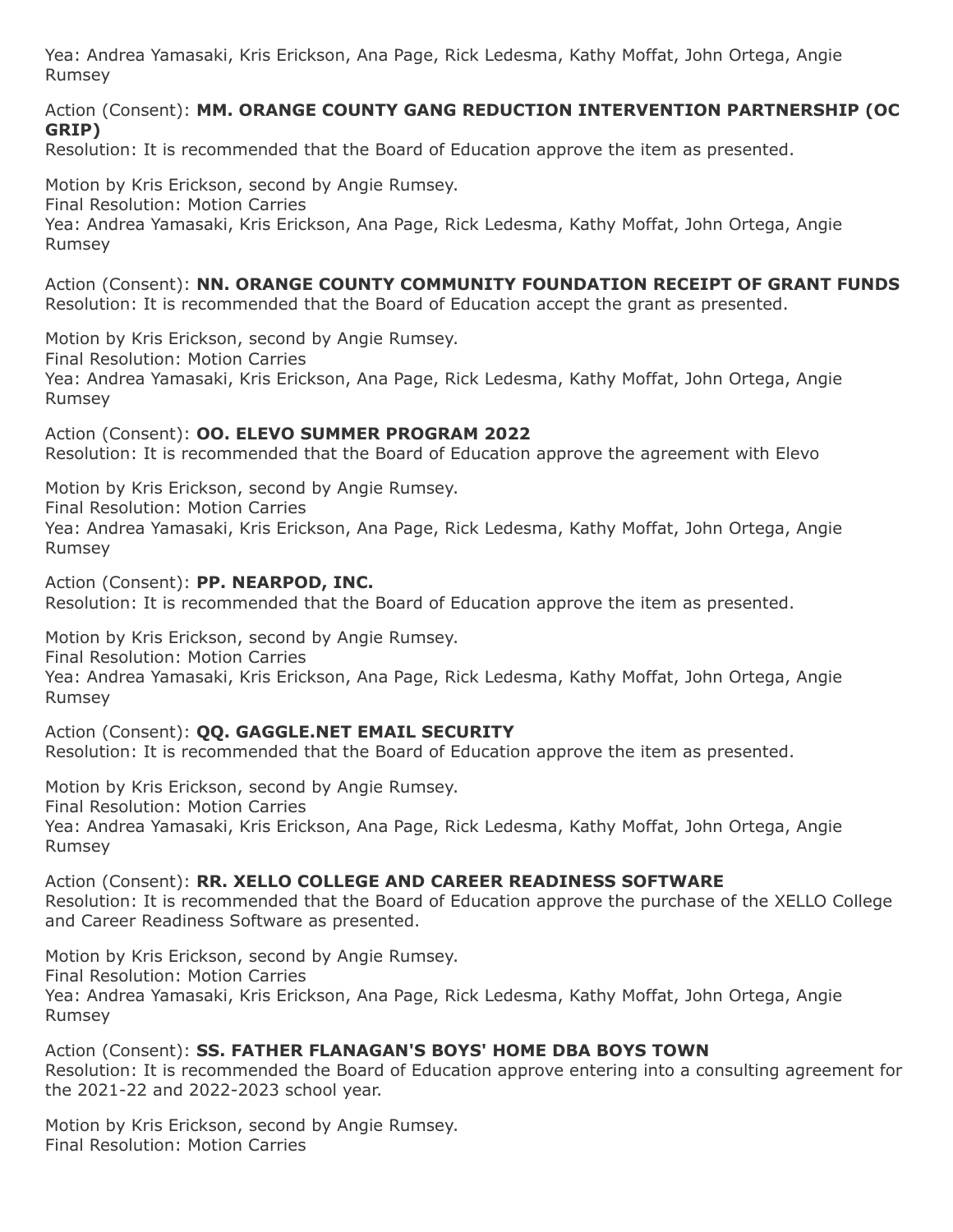Yea: Andrea Yamasaki, Kris Erickson, Ana Page, Rick Ledesma, Kathy Moffat, John Ortega, Angie Rumsey

Action (Consent): **MM. ORANGE COUNTY GANG REDUCTION INTERVENTION PARTNERSHIP (OC GRIP)**
Resolution: It is recommended that the Board of Education approve the item as presented.

Motion by Kris Erickson, second by Angie Rumsey.
Final Resolution: Motion Carries
Yea: Andrea Yamasaki, Kris Erickson, Ana Page, Rick Ledesma, Kathy Moffat, John Ortega, Angie Rumsey

Action (Consent): **NN. ORANGE COUNTY COMMUNITY FOUNDATION RECEIPT OF GRANT FUNDS**
Resolution: It is recommended that the Board of Education accept the grant as presented.

Motion by Kris Erickson, second by Angie Rumsey.
Final Resolution: Motion Carries
Yea: Andrea Yamasaki, Kris Erickson, Ana Page, Rick Ledesma, Kathy Moffat, John Ortega, Angie Rumsey

Action (Consent): **OO. ELEVO SUMMER PROGRAM 2022**
Resolution: It is recommended that the Board of Education approve the agreement with Elevo

Motion by Kris Erickson, second by Angie Rumsey.
Final Resolution: Motion Carries
Yea: Andrea Yamasaki, Kris Erickson, Ana Page, Rick Ledesma, Kathy Moffat, John Ortega, Angie Rumsey

Action (Consent): **PP. NEARPOD, INC.**
Resolution: It is recommended that the Board of Education approve the item as presented.

Motion by Kris Erickson, second by Angie Rumsey.
Final Resolution: Motion Carries
Yea: Andrea Yamasaki, Kris Erickson, Ana Page, Rick Ledesma, Kathy Moffat, John Ortega, Angie Rumsey

Action (Consent): **QQ. GAGGLE.NET EMAIL SECURITY**
Resolution: It is recommended that the Board of Education approve the item as presented.

Motion by Kris Erickson, second by Angie Rumsey.
Final Resolution: Motion Carries
Yea: Andrea Yamasaki, Kris Erickson, Ana Page, Rick Ledesma, Kathy Moffat, John Ortega, Angie Rumsey

Action (Consent): **RR. XELLO COLLEGE AND CAREER READINESS SOFTWARE**
Resolution: It is recommended that the Board of Education approve the purchase of the XELLO College and Career Readiness Software as presented.

Motion by Kris Erickson, second by Angie Rumsey.
Final Resolution: Motion Carries
Yea: Andrea Yamasaki, Kris Erickson, Ana Page, Rick Ledesma, Kathy Moffat, John Ortega, Angie Rumsey

Action (Consent): **SS. FATHER FLANAGAN'S BOYS' HOME DBA BOYS TOWN**
Resolution: It is recommended the Board of Education approve entering into a consulting agreement for the 2021-22 and 2022-2023 school year.

Motion by Kris Erickson, second by Angie Rumsey.
Final Resolution: Motion Carries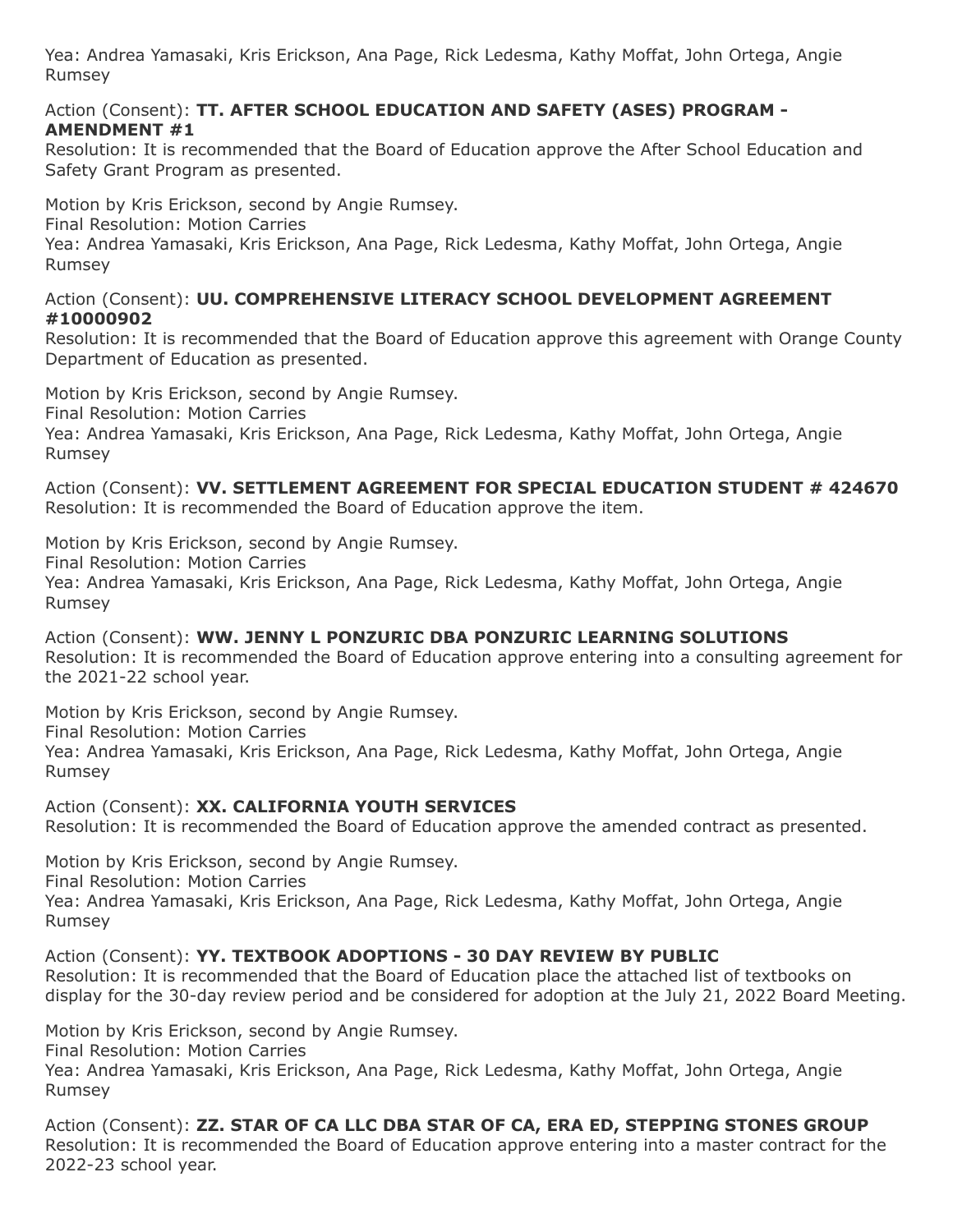Yea: Andrea Yamasaki, Kris Erickson, Ana Page, Rick Ledesma, Kathy Moffat, John Ortega, Angie Rumsey

Action (Consent): **TT. AFTER SCHOOL EDUCATION AND SAFETY (ASES) PROGRAM - AMENDMENT #1**
Resolution: It is recommended that the Board of Education approve the After School Education and Safety Grant Program as presented.

Motion by Kris Erickson, second by Angie Rumsey.
Final Resolution: Motion Carries
Yea: Andrea Yamasaki, Kris Erickson, Ana Page, Rick Ledesma, Kathy Moffat, John Ortega, Angie Rumsey

Action (Consent): **UU. COMPREHENSIVE LITERACY SCHOOL DEVELOPMENT AGREEMENT #10000902**
Resolution: It is recommended that the Board of Education approve this agreement with Orange County Department of Education as presented.

Motion by Kris Erickson, second by Angie Rumsey.
Final Resolution: Motion Carries
Yea: Andrea Yamasaki, Kris Erickson, Ana Page, Rick Ledesma, Kathy Moffat, John Ortega, Angie Rumsey

Action (Consent): **VV. SETTLEMENT AGREEMENT FOR SPECIAL EDUCATION STUDENT # 424670**
Resolution: It is recommended the Board of Education approve the item.

Motion by Kris Erickson, second by Angie Rumsey.
Final Resolution: Motion Carries
Yea: Andrea Yamasaki, Kris Erickson, Ana Page, Rick Ledesma, Kathy Moffat, John Ortega, Angie Rumsey

Action (Consent): **WW. JENNY L PONZURIC DBA PONZURIC LEARNING SOLUTIONS**
Resolution: It is recommended the Board of Education approve entering into a consulting agreement for the 2021-22 school year.

Motion by Kris Erickson, second by Angie Rumsey.
Final Resolution: Motion Carries
Yea: Andrea Yamasaki, Kris Erickson, Ana Page, Rick Ledesma, Kathy Moffat, John Ortega, Angie Rumsey

Action (Consent): **XX. CALIFORNIA YOUTH SERVICES**
Resolution: It is recommended the Board of Education approve the amended contract as presented.

Motion by Kris Erickson, second by Angie Rumsey.
Final Resolution: Motion Carries
Yea: Andrea Yamasaki, Kris Erickson, Ana Page, Rick Ledesma, Kathy Moffat, John Ortega, Angie Rumsey

Action (Consent): **YY. TEXTBOOK ADOPTIONS - 30 DAY REVIEW BY PUBLIC**
Resolution: It is recommended that the Board of Education place the attached list of textbooks on display for the 30-day review period and be considered for adoption at the July 21, 2022 Board Meeting.

Motion by Kris Erickson, second by Angie Rumsey.
Final Resolution: Motion Carries
Yea: Andrea Yamasaki, Kris Erickson, Ana Page, Rick Ledesma, Kathy Moffat, John Ortega, Angie Rumsey

Action (Consent): **ZZ. STAR OF CA LLC DBA STAR OF CA, ERA ED, STEPPING STONES GROUP**
Resolution: It is recommended the Board of Education approve entering into a master contract for the 2022-23 school year.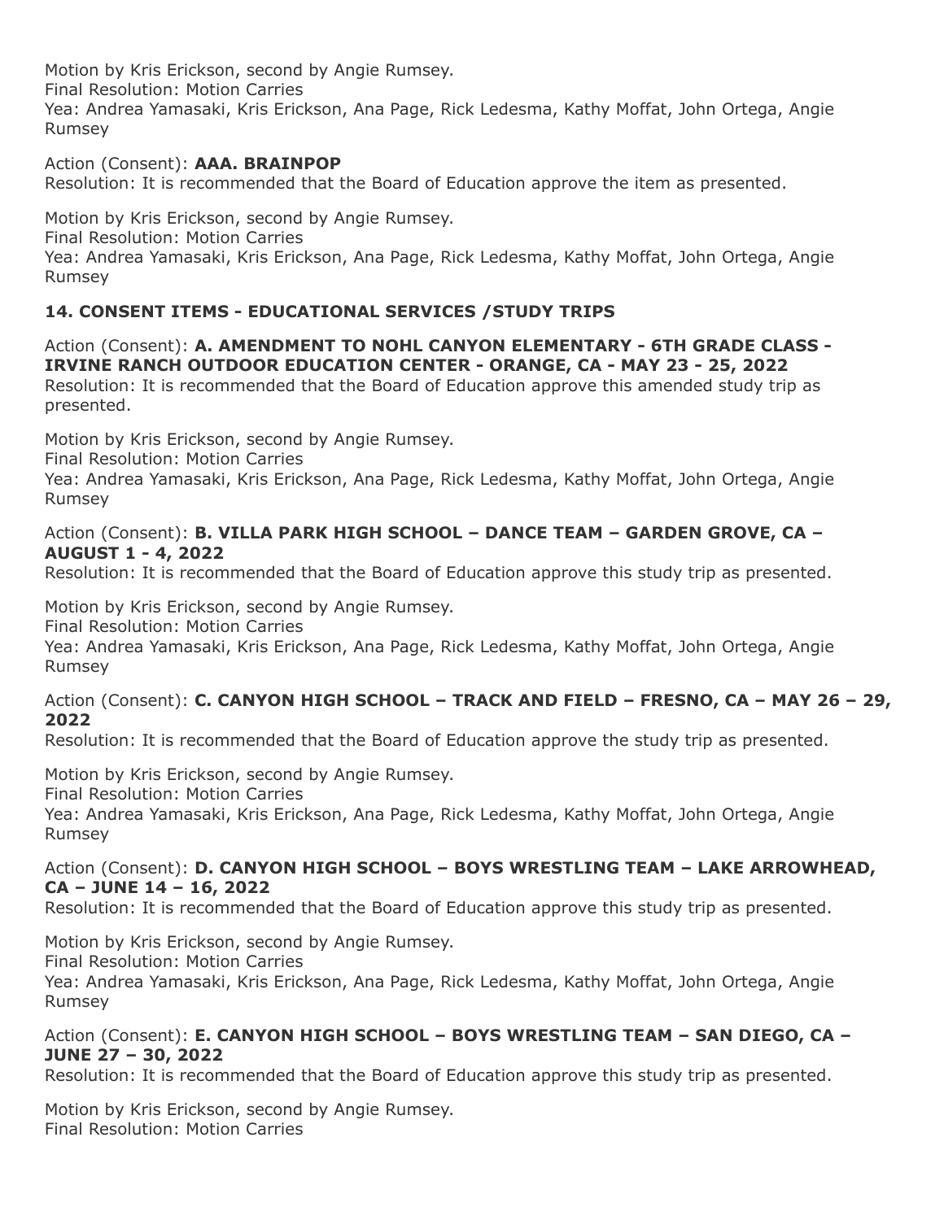Motion by Kris Erickson, second by Angie Rumsey.
Final Resolution: Motion Carries
Yea: Andrea Yamasaki, Kris Erickson, Ana Page, Rick Ledesma, Kathy Moffat, John Ortega, Angie Rumsey

Action (Consent): **AAA. BRAINPOP**
Resolution: It is recommended that the Board of Education approve the item as presented.

Motion by Kris Erickson, second by Angie Rumsey.
Final Resolution: Motion Carries
Yea: Andrea Yamasaki, Kris Erickson, Ana Page, Rick Ledesma, Kathy Moffat, John Ortega, Angie Rumsey

### 14. CONSENT ITEMS - EDUCATIONAL SERVICES /STUDY TRIPS

Action (Consent): **A. AMENDMENT TO NOHL CANYON ELEMENTARY - 6TH GRADE CLASS - IRVINE RANCH OUTDOOR EDUCATION CENTER - ORANGE, CA - MAY 23 - 25, 2022**
Resolution: It is recommended that the Board of Education approve this amended study trip as presented.

Motion by Kris Erickson, second by Angie Rumsey.
Final Resolution: Motion Carries
Yea: Andrea Yamasaki, Kris Erickson, Ana Page, Rick Ledesma, Kathy Moffat, John Ortega, Angie Rumsey

Action (Consent): **B. VILLA PARK HIGH SCHOOL – DANCE TEAM – GARDEN GROVE, CA – AUGUST 1 - 4, 2022**
Resolution: It is recommended that the Board of Education approve this study trip as presented.

Motion by Kris Erickson, second by Angie Rumsey.
Final Resolution: Motion Carries
Yea: Andrea Yamasaki, Kris Erickson, Ana Page, Rick Ledesma, Kathy Moffat, John Ortega, Angie Rumsey

Action (Consent): **C. CANYON HIGH SCHOOL – TRACK AND FIELD – FRESNO, CA – MAY 26 – 29, 2022**
Resolution: It is recommended that the Board of Education approve the study trip as presented.

Motion by Kris Erickson, second by Angie Rumsey.
Final Resolution: Motion Carries
Yea: Andrea Yamasaki, Kris Erickson, Ana Page, Rick Ledesma, Kathy Moffat, John Ortega, Angie Rumsey

Action (Consent): **D. CANYON HIGH SCHOOL – BOYS WRESTLING TEAM – LAKE ARROWHEAD, CA – JUNE 14 – 16, 2022**
Resolution: It is recommended that the Board of Education approve this study trip as presented.

Motion by Kris Erickson, second by Angie Rumsey.
Final Resolution: Motion Carries
Yea: Andrea Yamasaki, Kris Erickson, Ana Page, Rick Ledesma, Kathy Moffat, John Ortega, Angie Rumsey

Action (Consent): **E. CANYON HIGH SCHOOL – BOYS WRESTLING TEAM – SAN DIEGO, CA – JUNE 27 – 30, 2022**
Resolution: It is recommended that the Board of Education approve this study trip as presented.

Motion by Kris Erickson, second by Angie Rumsey.
Final Resolution: Motion Carries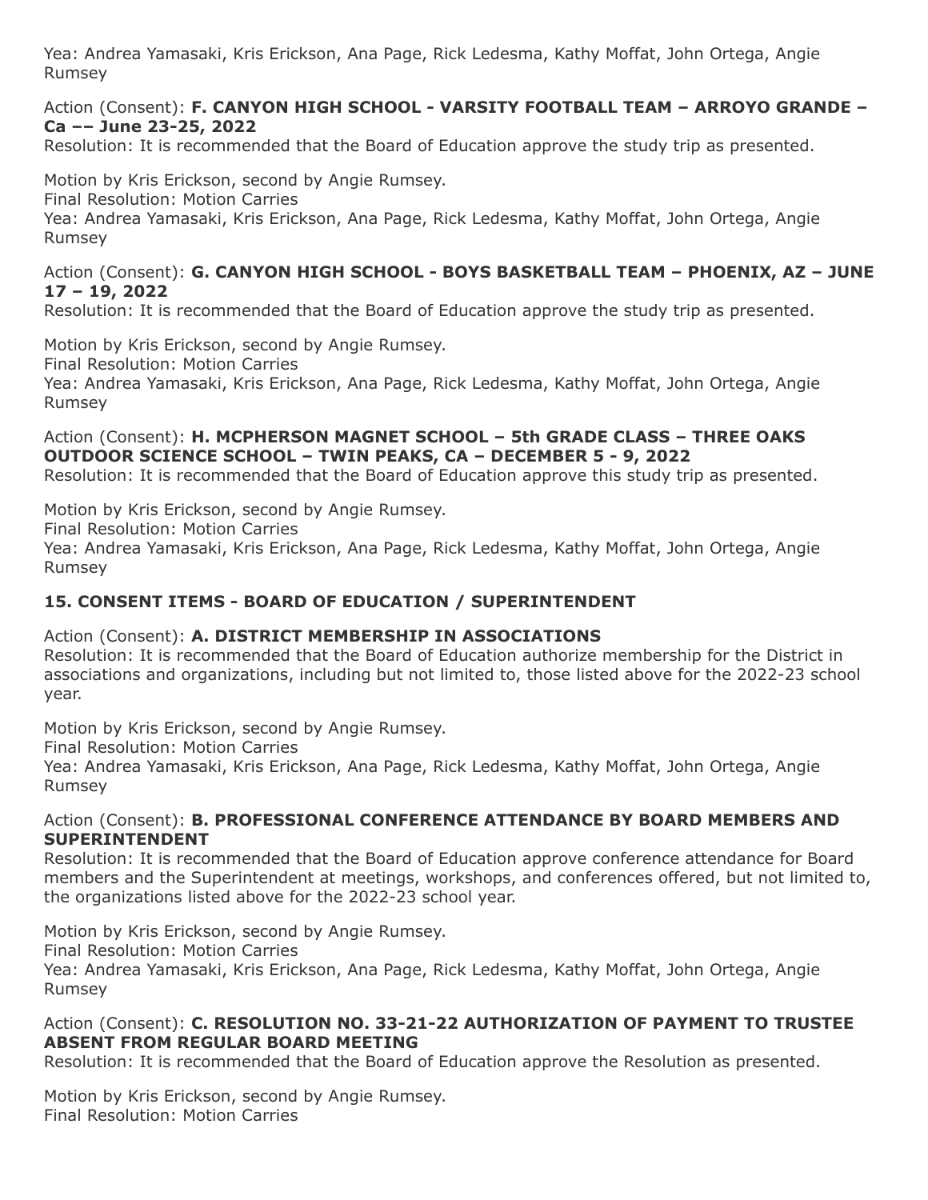Yea: Andrea Yamasaki, Kris Erickson, Ana Page, Rick Ledesma, Kathy Moffat, John Ortega, Angie Rumsey

Action (Consent): **F. CANYON HIGH SCHOOL - VARSITY FOOTBALL TEAM – ARROYO GRANDE – Ca –– June 23-25, 2022**
Resolution: It is recommended that the Board of Education approve the study trip as presented.

Motion by Kris Erickson, second by Angie Rumsey.
Final Resolution: Motion Carries
Yea: Andrea Yamasaki, Kris Erickson, Ana Page, Rick Ledesma, Kathy Moffat, John Ortega, Angie Rumsey

Action (Consent): **G. CANYON HIGH SCHOOL - BOYS BASKETBALL TEAM – PHOENIX, AZ – JUNE 17 – 19, 2022**
Resolution: It is recommended that the Board of Education approve the study trip as presented.

Motion by Kris Erickson, second by Angie Rumsey.
Final Resolution: Motion Carries
Yea: Andrea Yamasaki, Kris Erickson, Ana Page, Rick Ledesma, Kathy Moffat, John Ortega, Angie Rumsey

Action (Consent): **H. MCPHERSON MAGNET SCHOOL – 5th GRADE CLASS – THREE OAKS OUTDOOR SCIENCE SCHOOL – TWIN PEAKS, CA – DECEMBER 5 - 9, 2022**
Resolution: It is recommended that the Board of Education approve this study trip as presented.

Motion by Kris Erickson, second by Angie Rumsey.
Final Resolution: Motion Carries
Yea: Andrea Yamasaki, Kris Erickson, Ana Page, Rick Ledesma, Kathy Moffat, John Ortega, Angie Rumsey

### 15. CONSENT ITEMS - BOARD OF EDUCATION / SUPERINTENDENT

Action (Consent): **A. DISTRICT MEMBERSHIP IN ASSOCIATIONS**
Resolution: It is recommended that the Board of Education authorize membership for the District in associations and organizations, including but not limited to, those listed above for the 2022-23 school year.

Motion by Kris Erickson, second by Angie Rumsey.
Final Resolution: Motion Carries
Yea: Andrea Yamasaki, Kris Erickson, Ana Page, Rick Ledesma, Kathy Moffat, John Ortega, Angie Rumsey

Action (Consent): **B. PROFESSIONAL CONFERENCE ATTENDANCE BY BOARD MEMBERS AND SUPERINTENDENT**
Resolution: It is recommended that the Board of Education approve conference attendance for Board members and the Superintendent at meetings, workshops, and conferences offered, but not limited to, the organizations listed above for the 2022-23 school year.

Motion by Kris Erickson, second by Angie Rumsey.
Final Resolution: Motion Carries
Yea: Andrea Yamasaki, Kris Erickson, Ana Page, Rick Ledesma, Kathy Moffat, John Ortega, Angie Rumsey

Action (Consent): **C. RESOLUTION NO. 33-21-22 AUTHORIZATION OF PAYMENT TO TRUSTEE ABSENT FROM REGULAR BOARD MEETING**
Resolution: It is recommended that the Board of Education approve the Resolution as presented.

Motion by Kris Erickson, second by Angie Rumsey.
Final Resolution: Motion Carries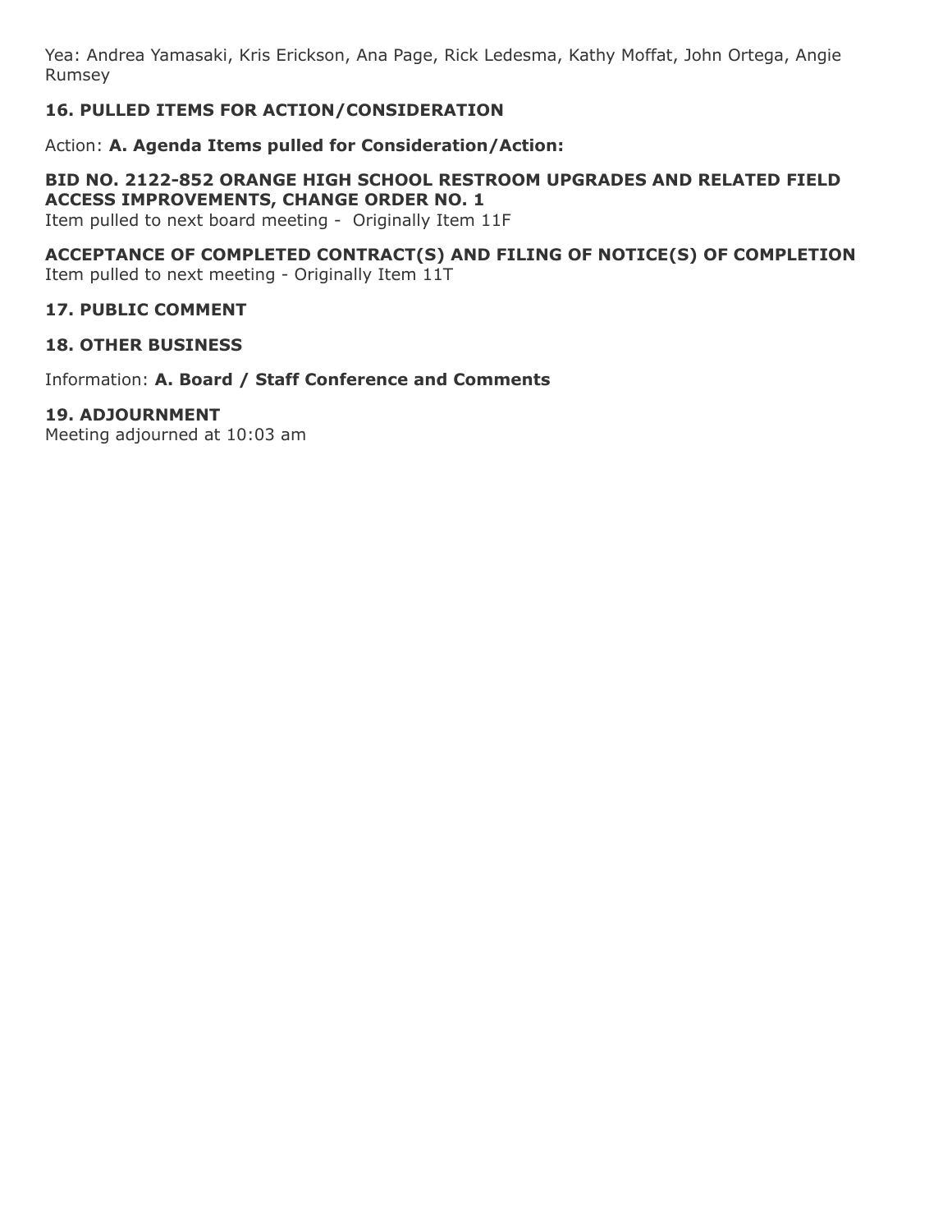Yea: Andrea Yamasaki, Kris Erickson, Ana Page, Rick Ledesma, Kathy Moffat, John Ortega, Angie Rumsey

## 16. PULLED ITEMS FOR ACTION/CONSIDERATION

Action: **A. Agenda Items pulled for Consideration/Action:**

**BID NO. 2122-852 ORANGE HIGH SCHOOL RESTROOM UPGRADES AND RELATED FIELD ACCESS IMPROVEMENTS, CHANGE ORDER NO. 1**
Item pulled to next board meeting - Originally Item 11F

**ACCEPTANCE OF COMPLETED CONTRACT(S) AND FILING OF NOTICE(S) OF COMPLETION**
Item pulled to next meeting - Originally Item 11T

## 17. PUBLIC COMMENT

## 18. OTHER BUSINESS

Information: **A. Board / Staff Conference and Comments**

## 19. ADJOURNMENT

Meeting adjourned at 10:03 am